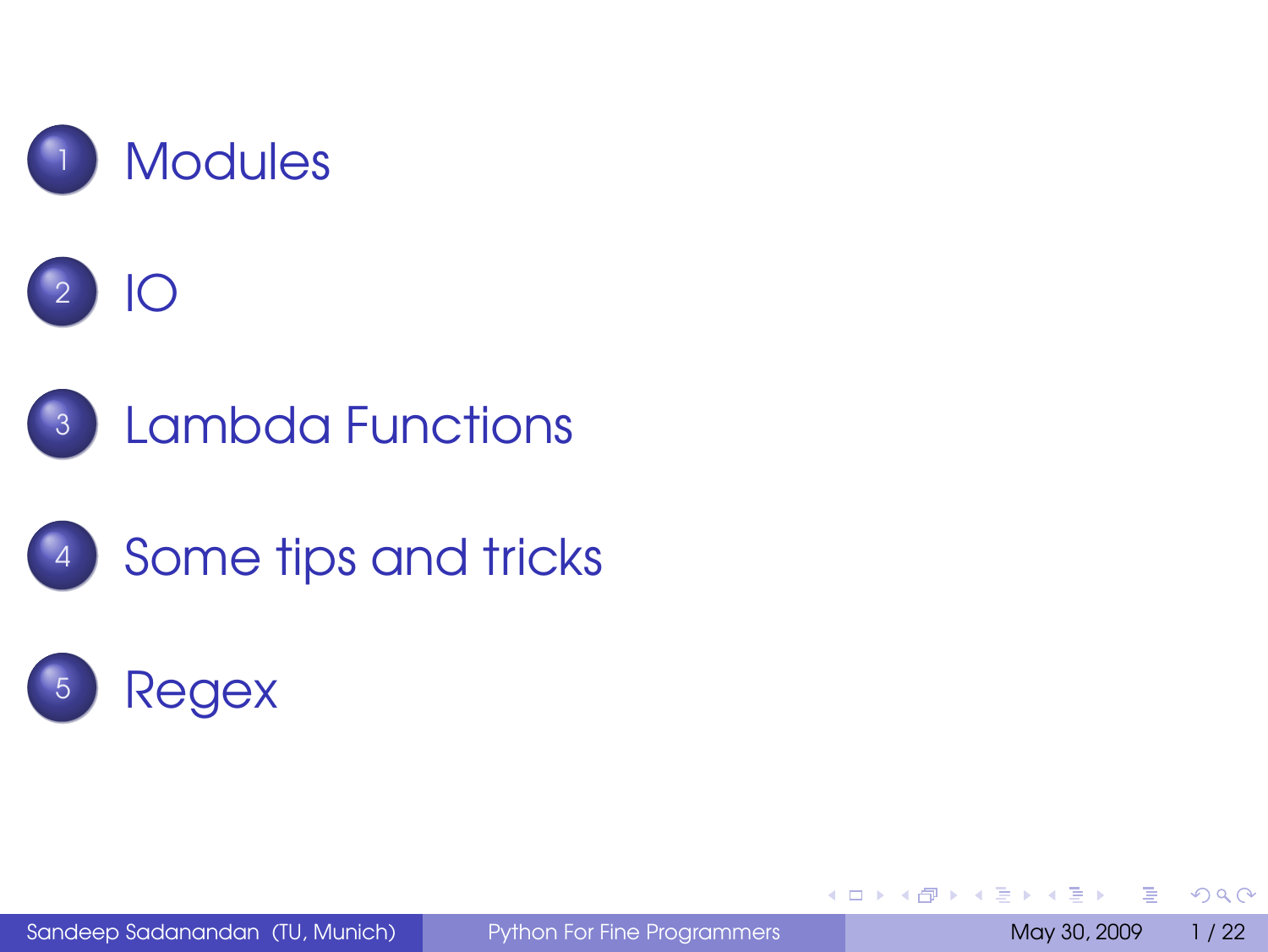1. Modules
2. IO
3. Lambda Functions
4. Some tips and tricks
5. Regex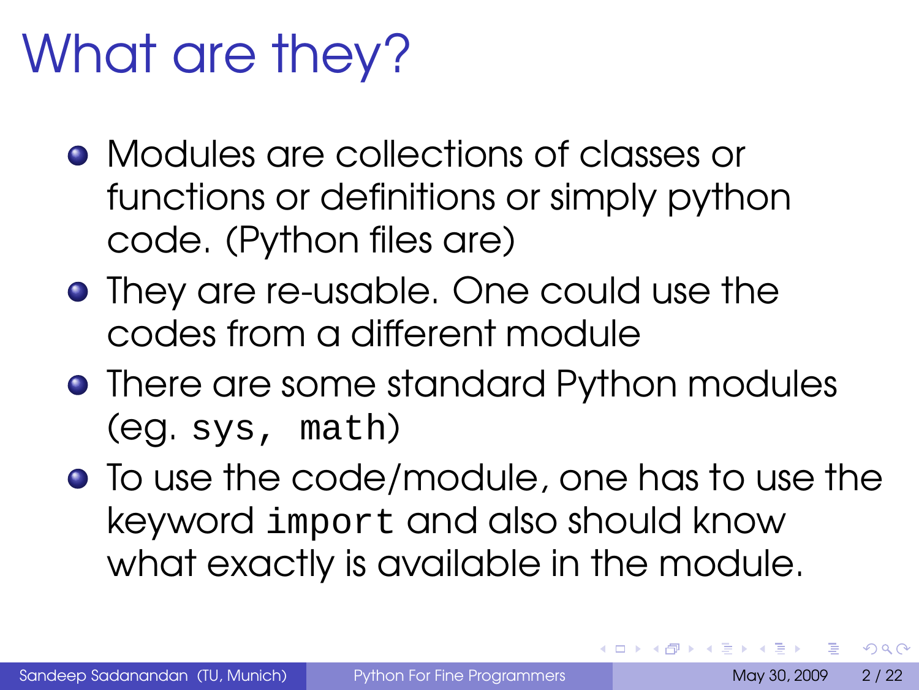# What are they?

- Modules are collections of classes or functions or definitions or simply python code. (Python files are)
- They are re-usable. One could use the codes from a different module
- There are some standard Python modules (eg. `sys, math`)
- To use the code/module, one has to use the keyword `import` and also should know what exactly is available in the module.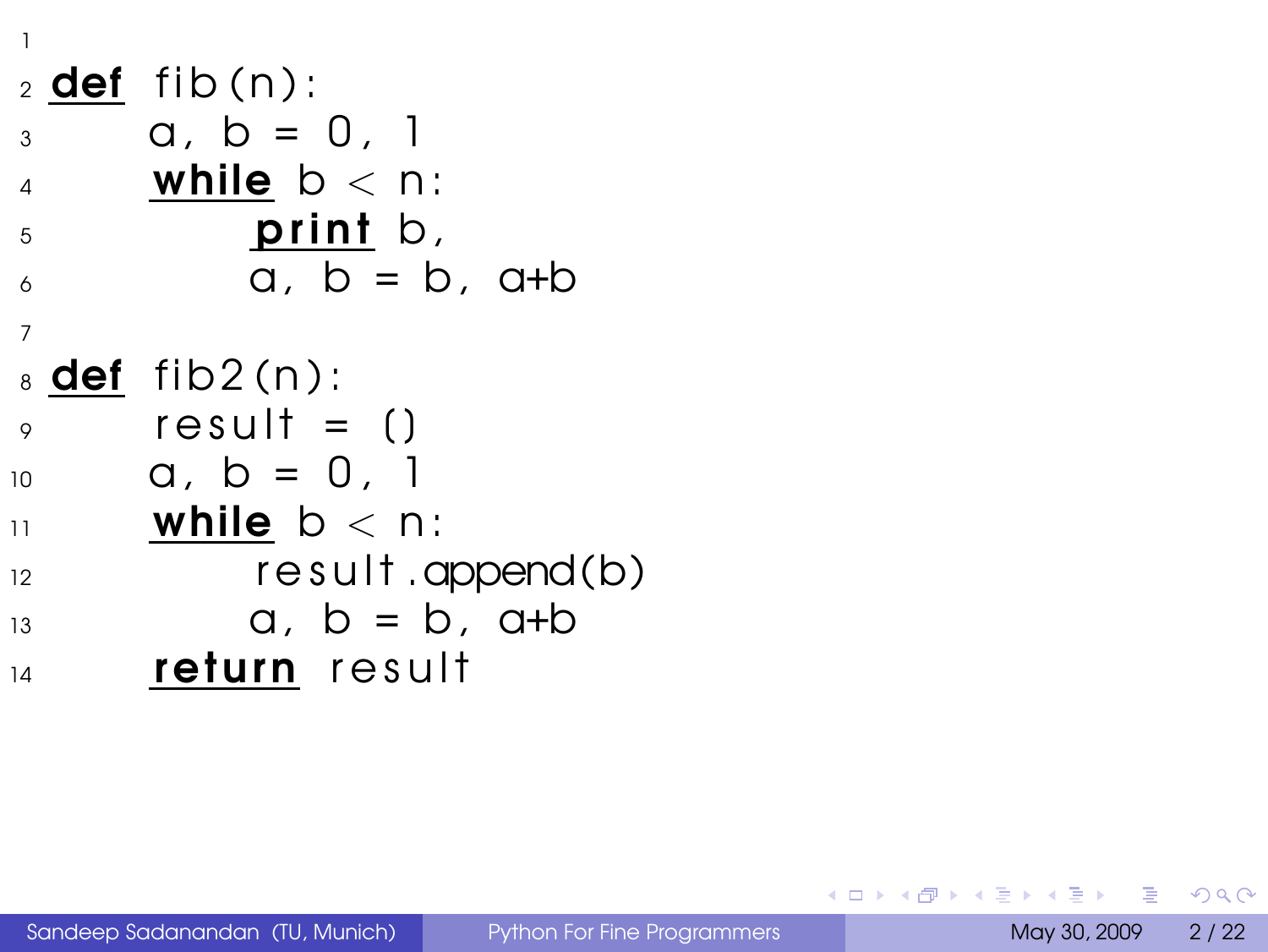```python
def fib(n):
    a, b = 0, 1
    while b < n:
        print b,
        a, b = b, a+b

def fib2(n):
    result = []
    a, b = 0, 1
    while b < n:
        result.append(b)
        a, b = b, a+b
    return result
```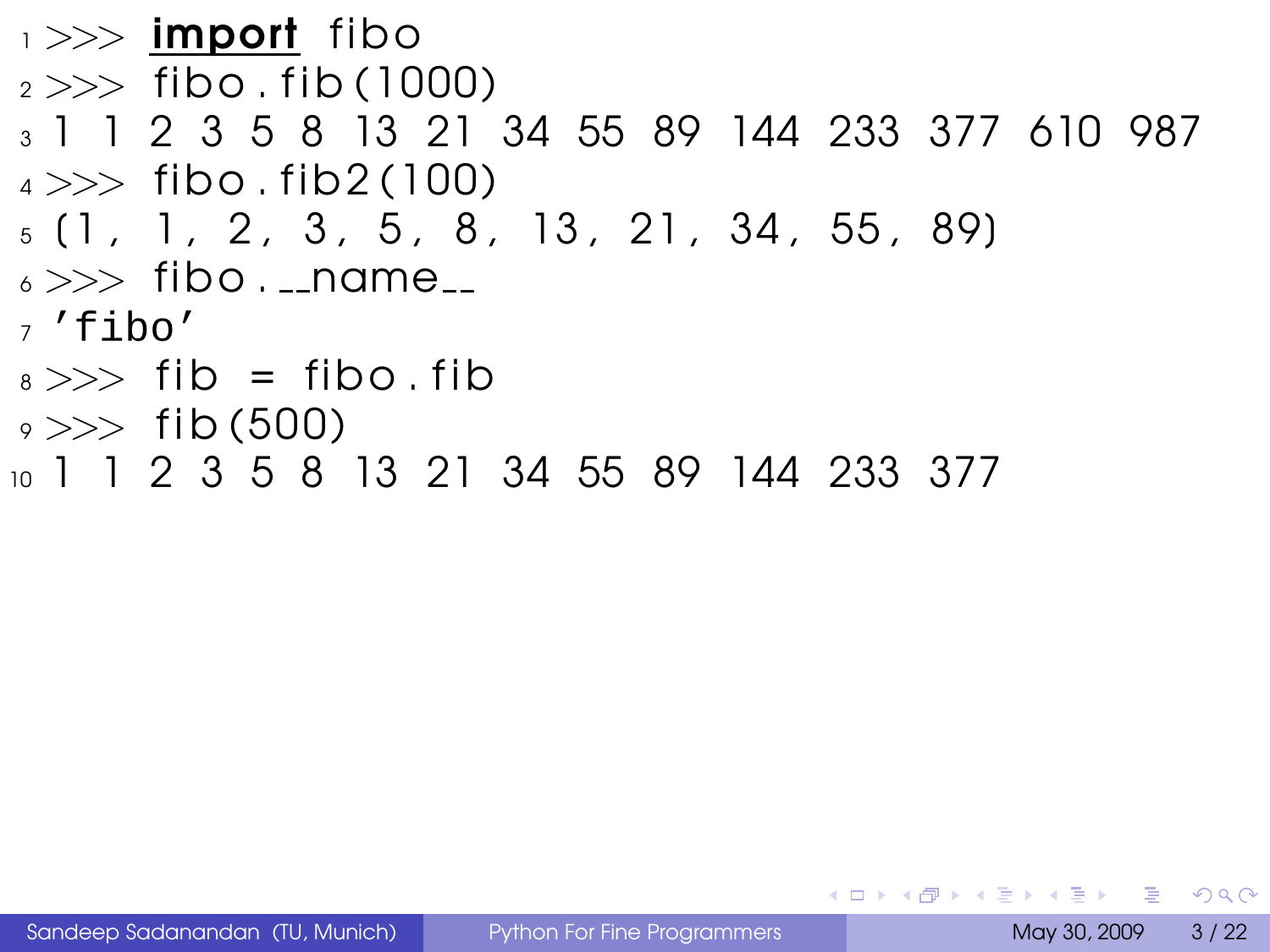```
>>> import fibo
>>> fibo.fib(1000)
1 1 2 3 5 8 13 21 34 55 89 144 233 377 610 987
>>> fibo.fib2(100)
(1, 1, 2, 3, 5, 8, 13, 21, 34, 55, 89)
>>> fibo.__name__
'fibo'
>>> fib = fibo.fib
>>> fib(500)
1 1 2 3 5 8 13 21 34 55 89 144 233 377
```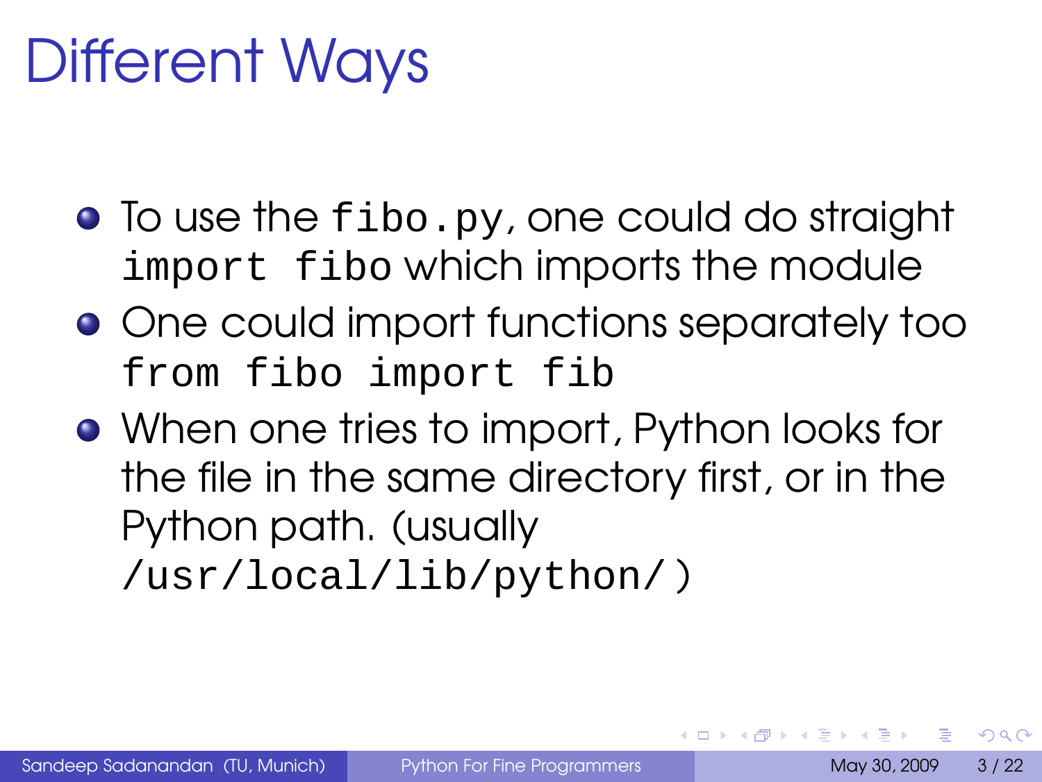# Different Ways

- To use the `fibo.py`, one could do straight `import fibo` which imports the module
- One could import functions separately too `from fibo import fib`
- When one tries to import, Python looks for the file in the same directory first, or in the Python path. (usually `/usr/local/lib/python/`)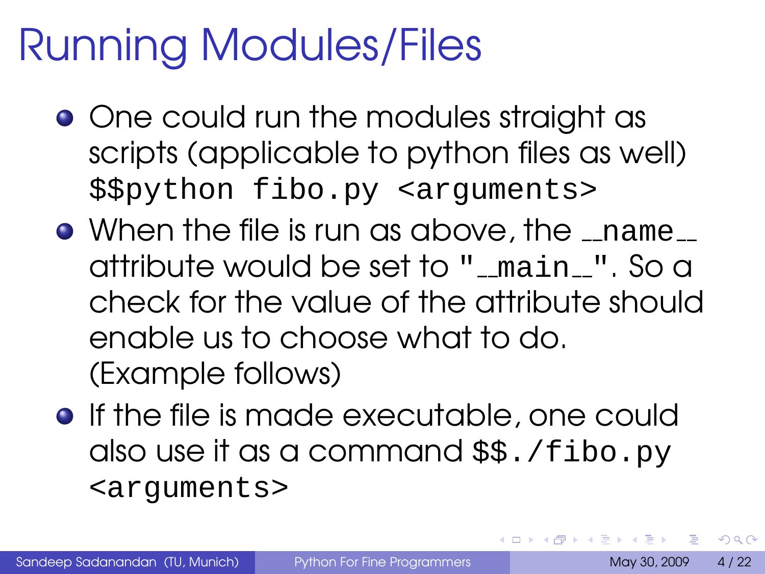# Running Modules/Files

- One could run the modules straight as scripts (applicable to python files as well) `$$python fibo.py <arguments>`
- When the file is run as above, the `__name__` attribute would be set to `"__main__"`. So a check for the value of the attribute should enable us to choose what to do. (Example follows)
- If the file is made executable, one could also use it as a command `$$./fibo.py <arguments>`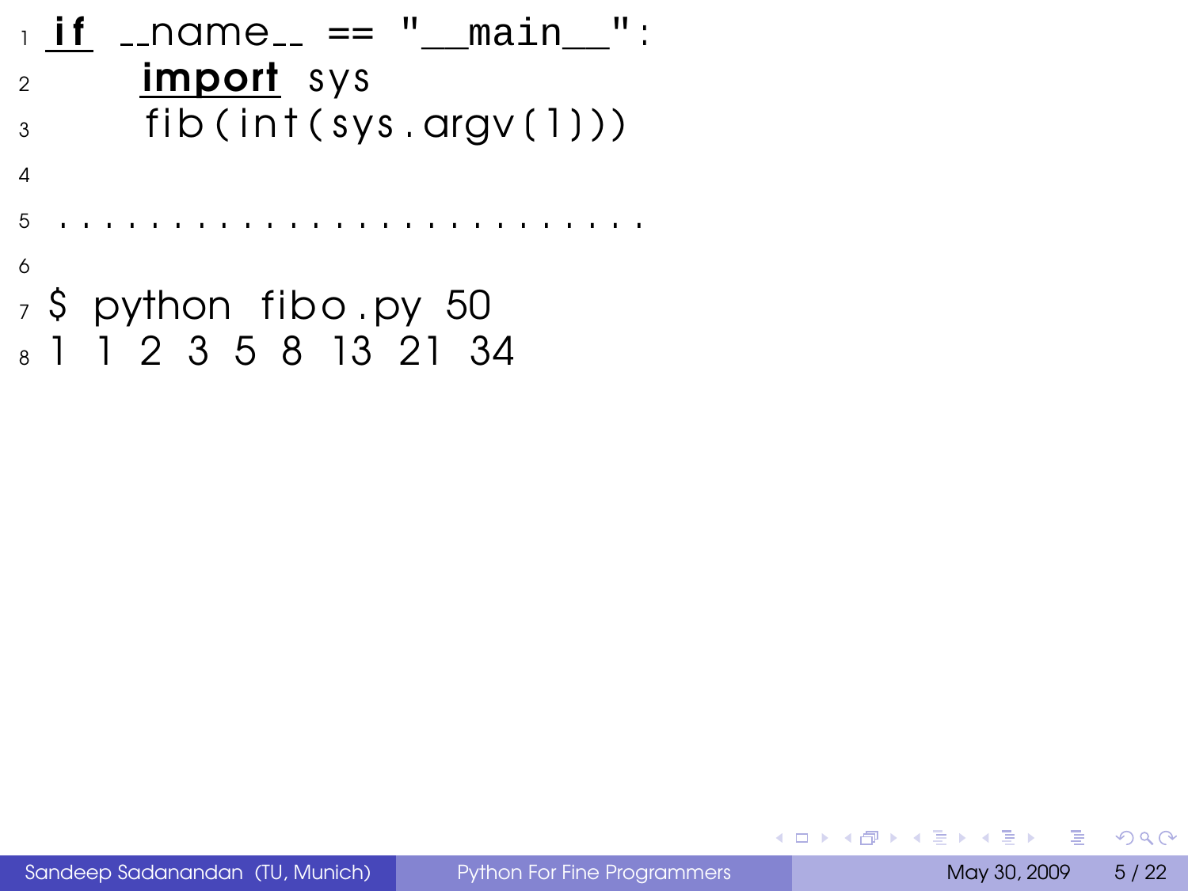```
if __name__ == "__main__":
    import sys
    fib(int(sys.argv[1]))

.........................

$ python fibo.py 50
1 1 2 3 5 8 13 21 34
```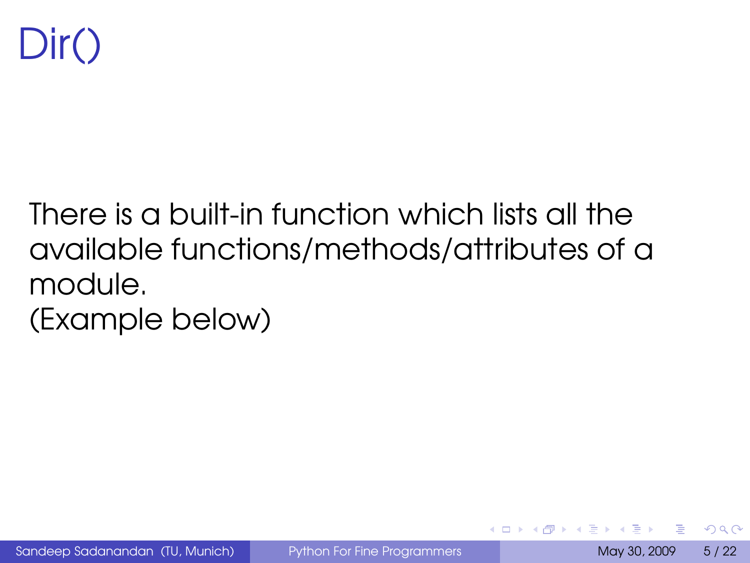# Dir()

There is a built-in function which lists all the available functions/methods/attributes of a module.
(Example below)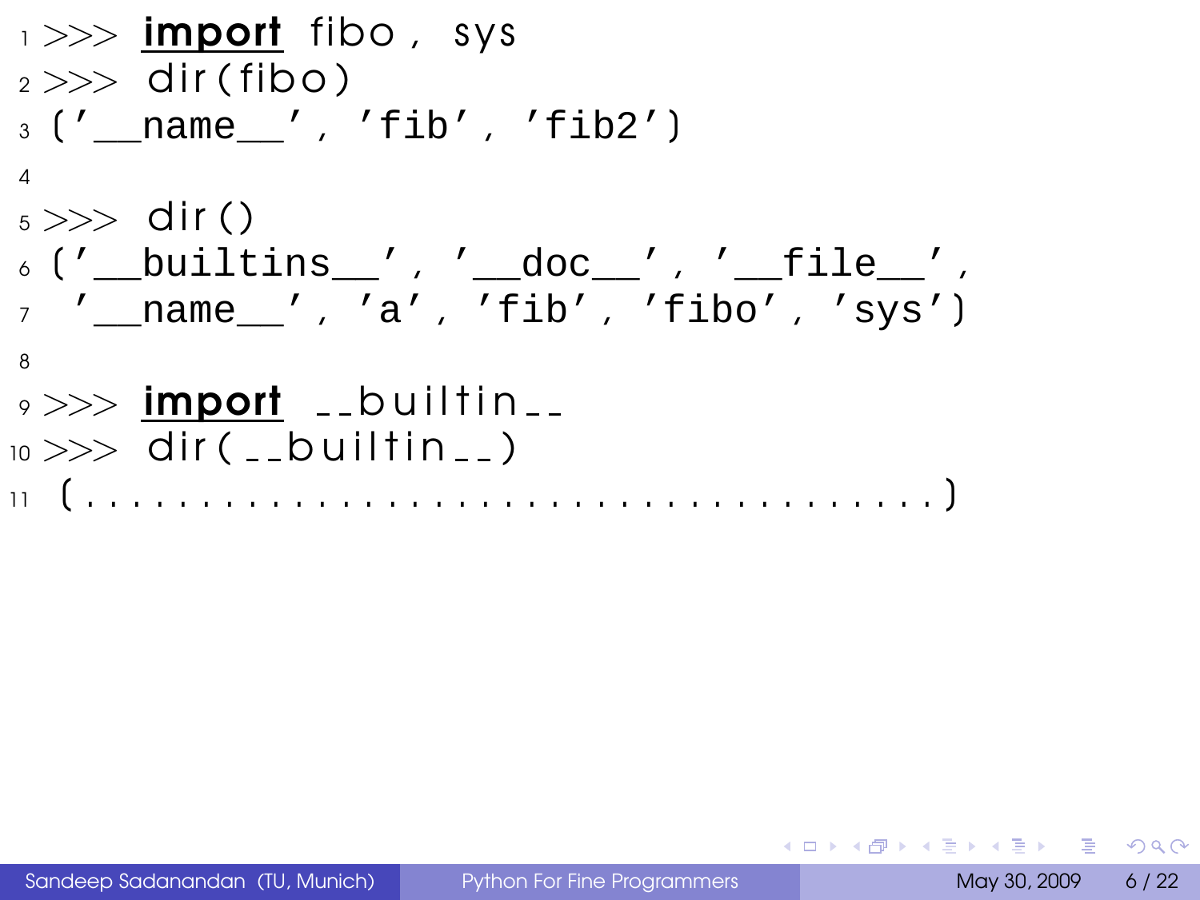```python
>>> import fibo, sys
>>> dir(fibo)
('__name__', 'fib', 'fib2')

>>> dir()
('__builtins__', '__doc__', '__file__',
 '__name__', 'a', 'fib', 'fibo', 'sys')

>>> import __builtin__
>>> dir(__builtin__)
(.....................................)
```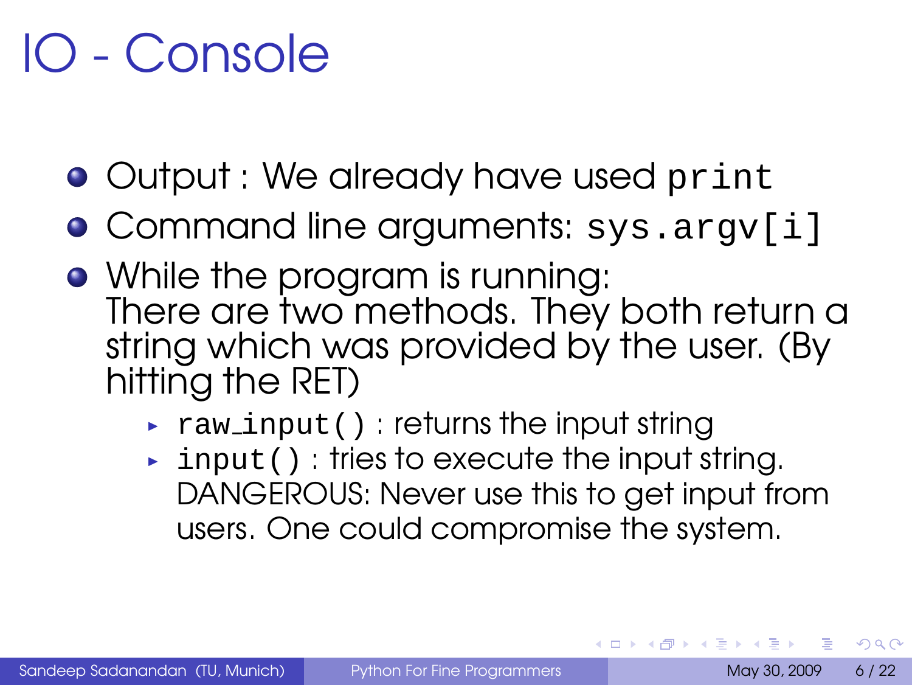# IO - Console

- Output : We already have used `print`
- Command line arguments: `sys.argv[i]`
- While the program is running:
  There are two methods. They both return a string which was provided by the user. (By hitting the RET)
  - `raw_input()` : returns the input string
  - `input()` : tries to execute the input string. DANGEROUS: Never use this to get input from users. One could compromise the system.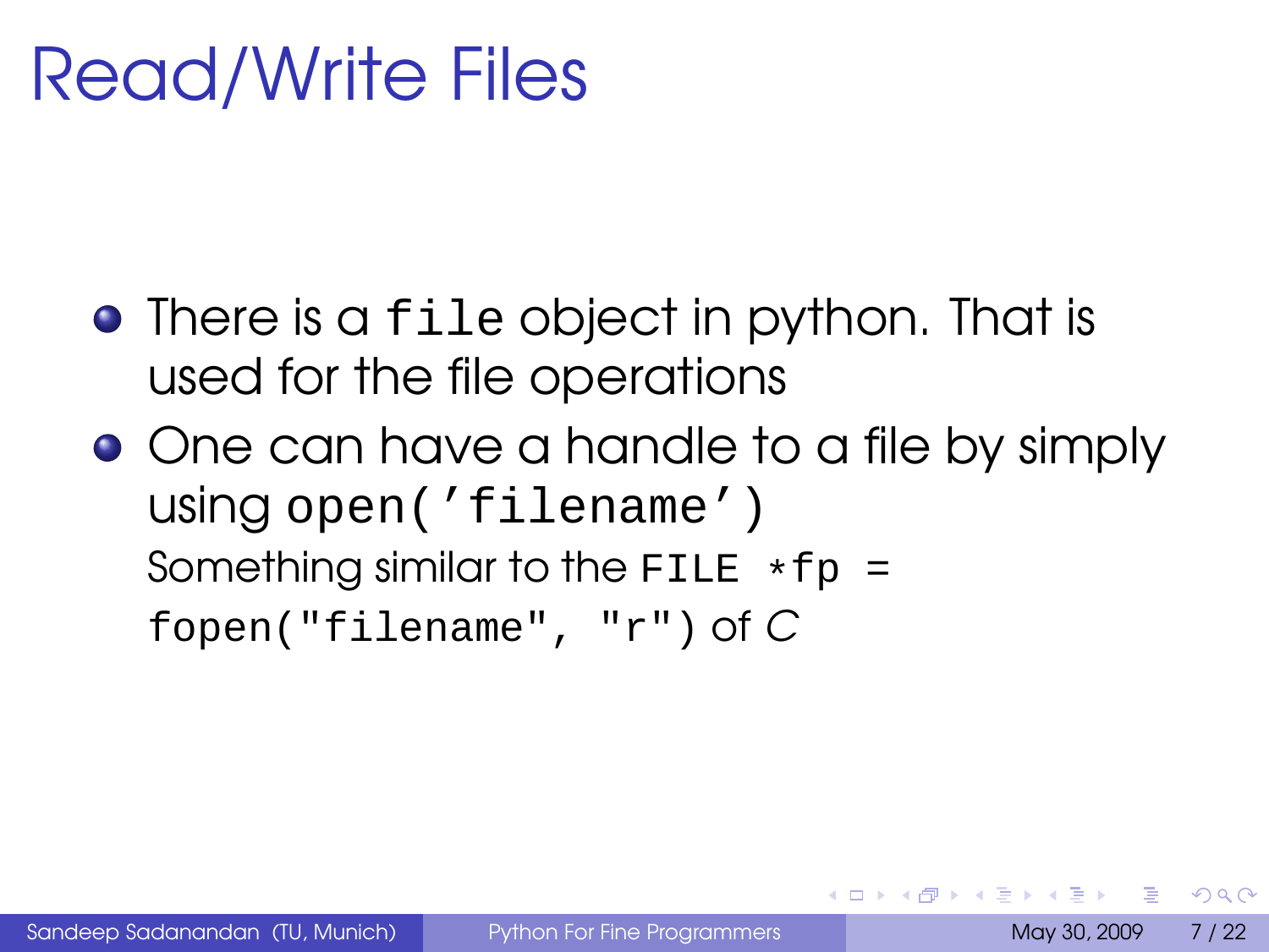# Read/Write Files

- There is a `file` object in python. That is used for the file operations
- One can have a handle to a file by simply using `open('filename')`

  Something similar to the `FILE *fp = fopen("filename", "r")` of *C*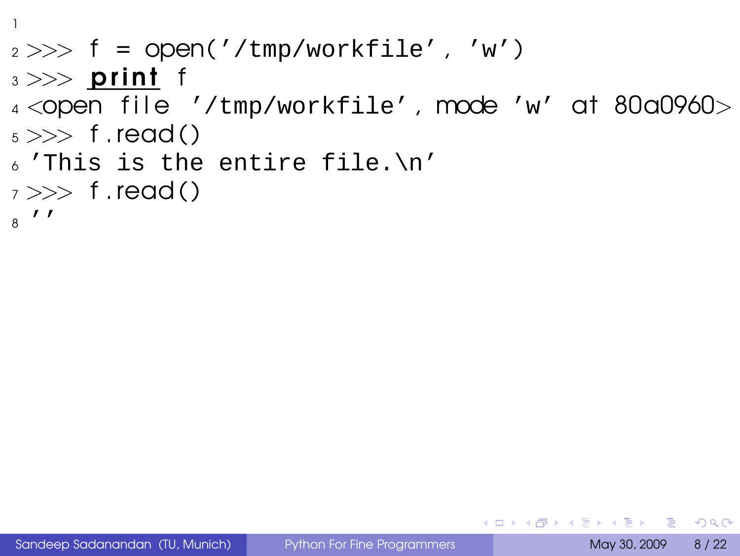```
>>> f = open('/tmp/workfile', 'w')
>>> print f
<open file '/tmp/workfile', mode 'w' at 80a0960>
>>> f.read()
'This is the entire file.\n'
>>> f.read()
''
```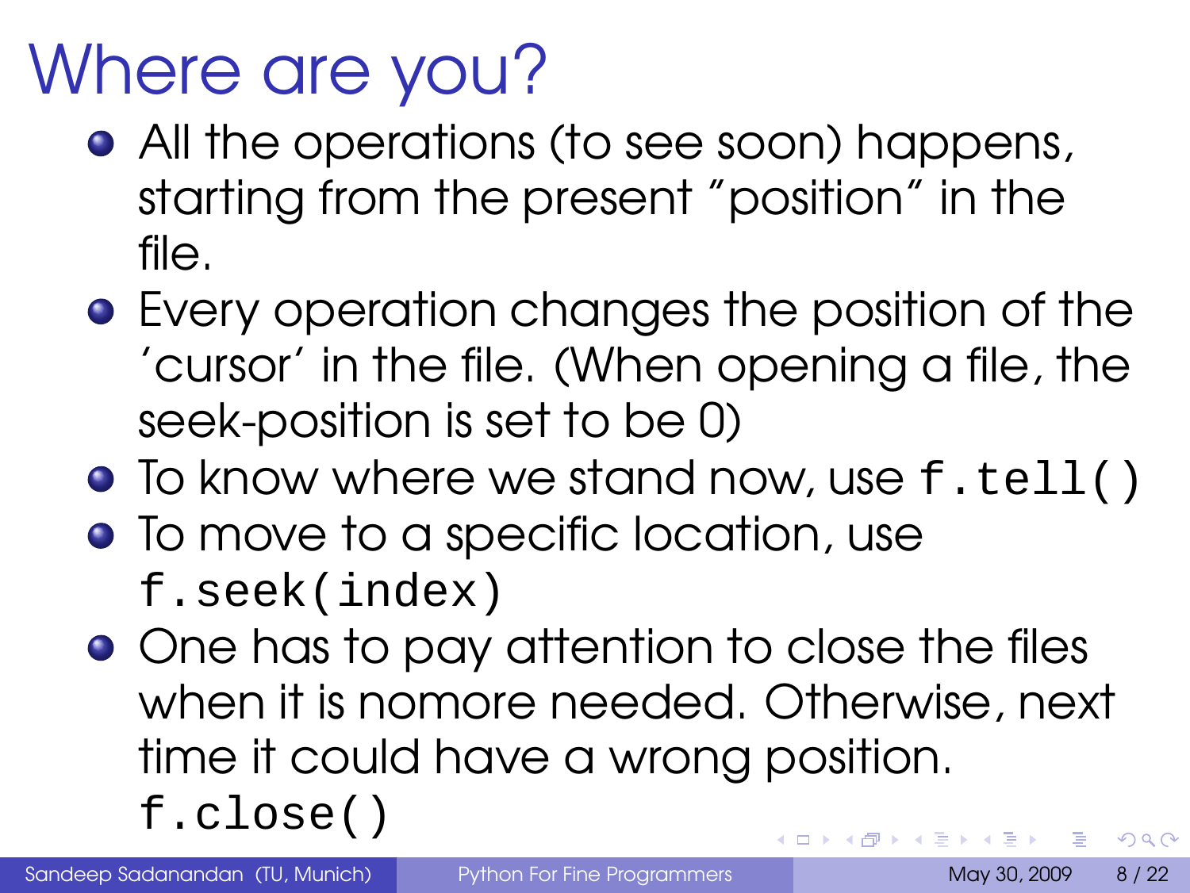# Where are you?

- All the operations (to see soon) happens, starting from the present "position" in the file.
- Every operation changes the position of the 'cursor' in the file. (When opening a file, the seek-position is set to be 0)
- To know where we stand now, use `f.tell()`
- To move to a specific location, use `f.seek(index)`
- One has to pay attention to close the files when it is nomore needed. Otherwise, next time it could have a wrong position. `f.close()`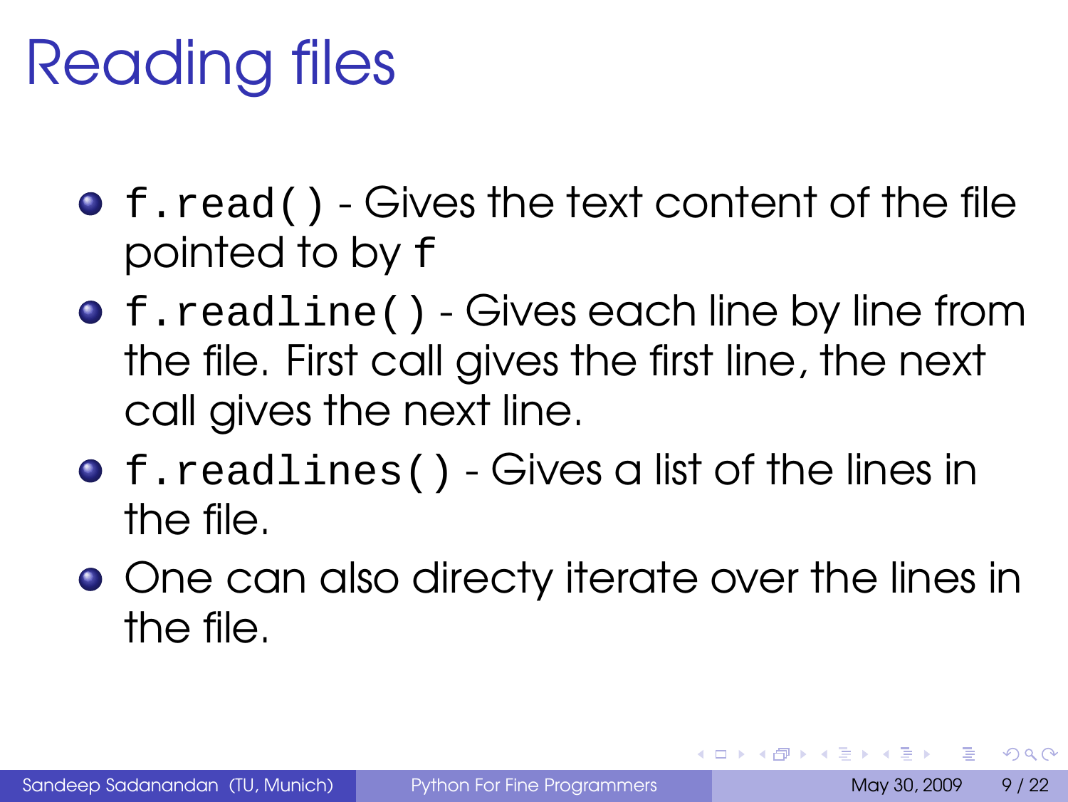# Reading files

- `f.read()` - Gives the text content of the file pointed to by `f`
- `f.readline()` - Gives each line by line from the file. First call gives the first line, the next call gives the next line.
- `f.readlines()` - Gives a list of the lines in the file.
- One can also directy iterate over the lines in the file.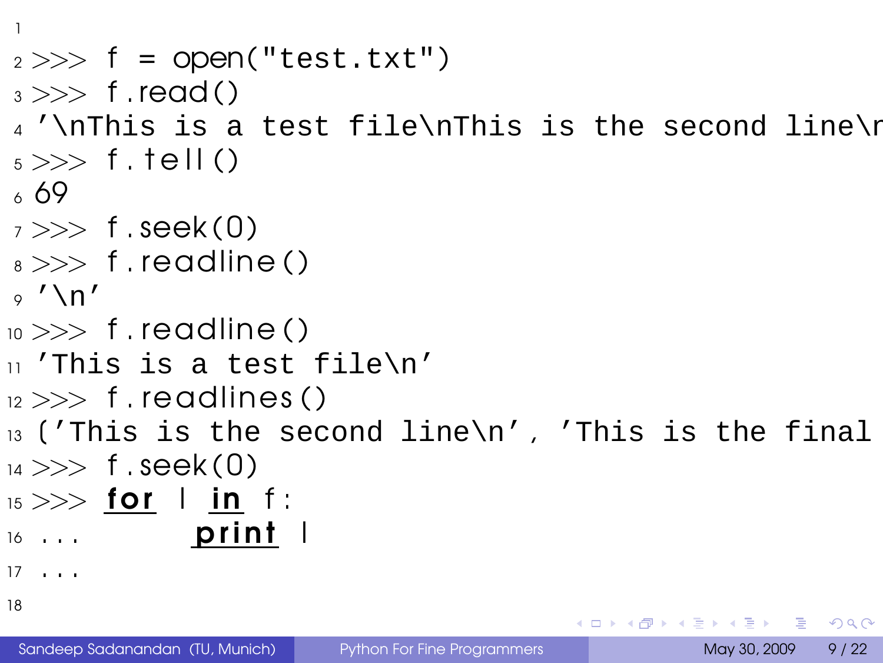```
>>> f = open("test.txt")
>>> f.read()
'\nThis is a test file\nThis is the second line\r
>>> f.tell()
69
>>> f.seek(0)
>>> f.readline()
'\n'
>>> f.readline()
'This is a test file\n'
>>> f.readlines()
['This is the second line\n', 'This is the final
>>> f.seek(0)
>>> for l in f:
...     print l
...
```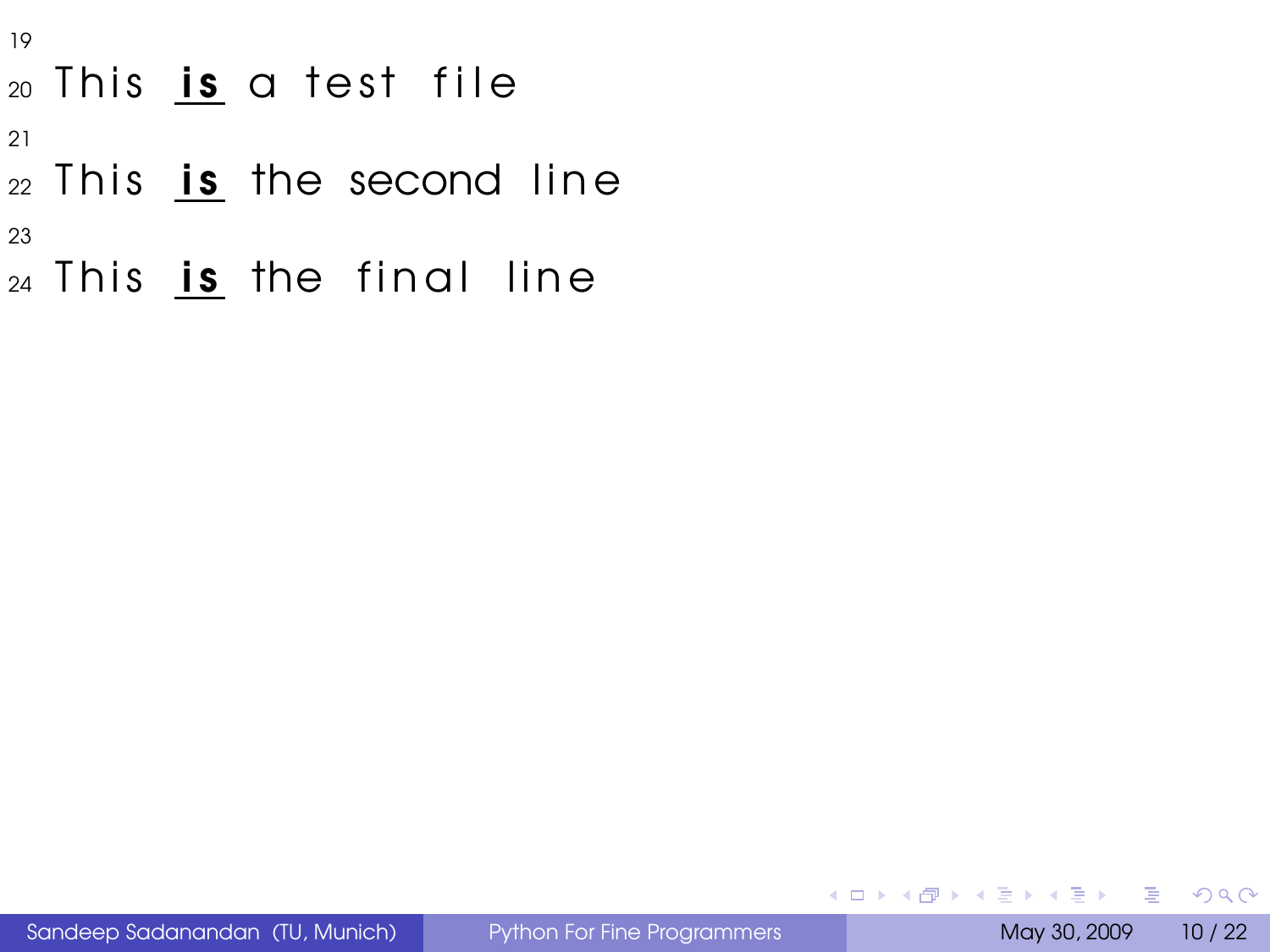```
19
20 This is a test file
21
22 This is the second line
23
24 This is the final line
```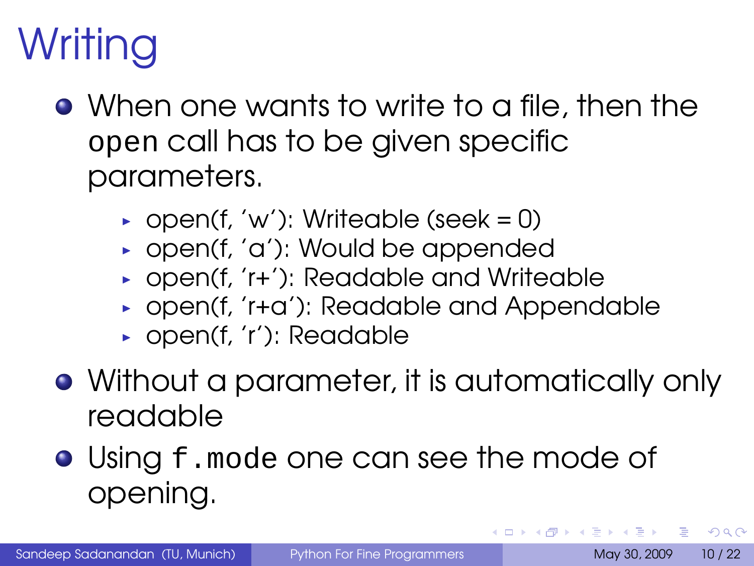# Writing

- When one wants to write to a file, then the `open` call has to be given specific parameters.
  - open(f, 'w'): Writeable (seek = 0)
  - open(f, 'a'): Would be appended
  - open(f, 'r+'): Readable and Writeable
  - open(f, 'r+a'): Readable and Appendable
  - open(f, 'r'): Readable
- Without a parameter, it is automatically only readable
- Using `f.mode` one can see the mode of opening.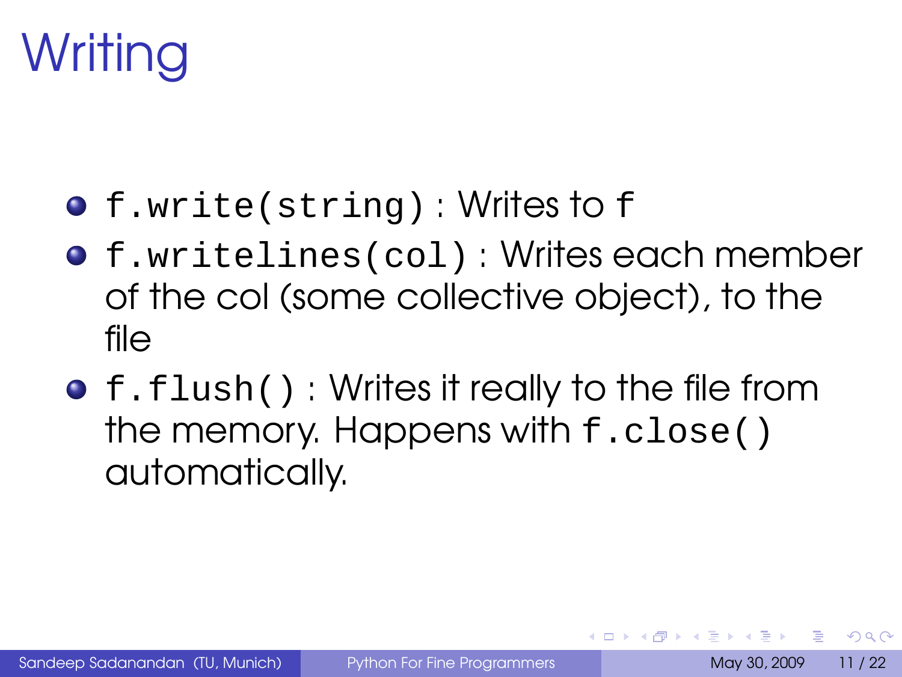# Writing

- `f.write(string)` : Writes to `f`
- `f.writelines(col)` : Writes each member of the col (some collective object), to the file
- `f.flush()` : Writes it really to the file from the memory. Happens with `f.close()` automatically.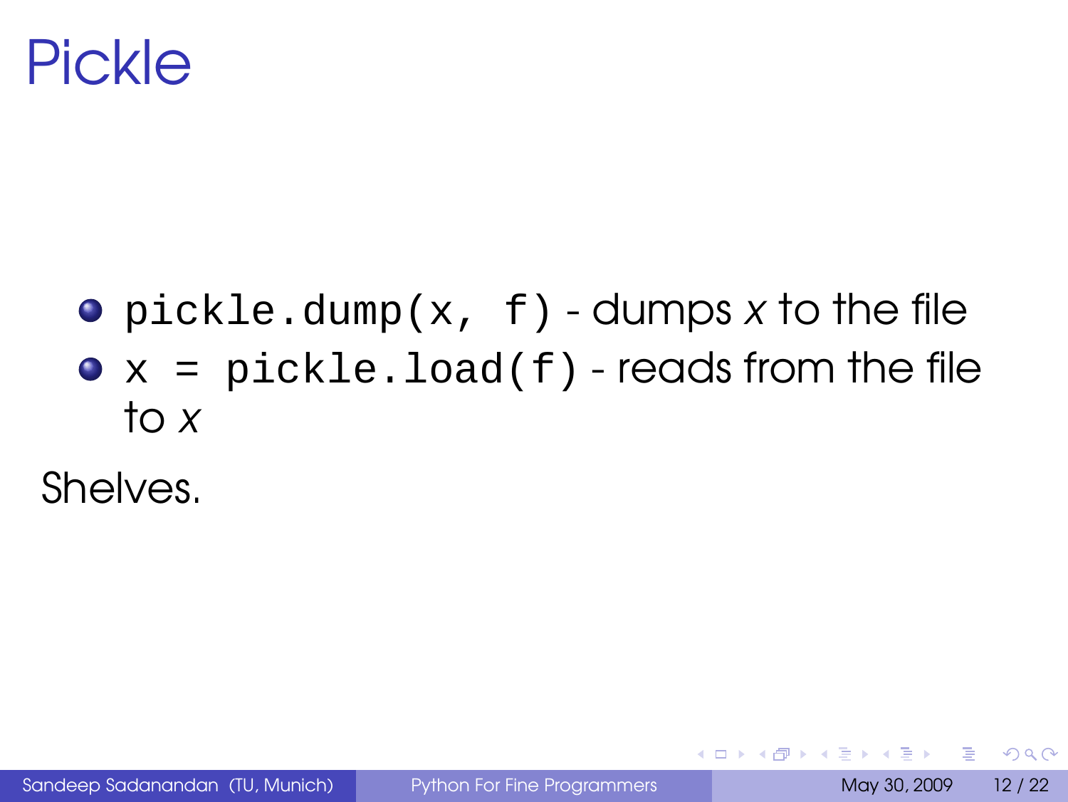# Pickle

- `pickle.dump(x, f)` - dumps *x* to the file
- `x = pickle.load(f)` - reads from the file to *x*

Shelves.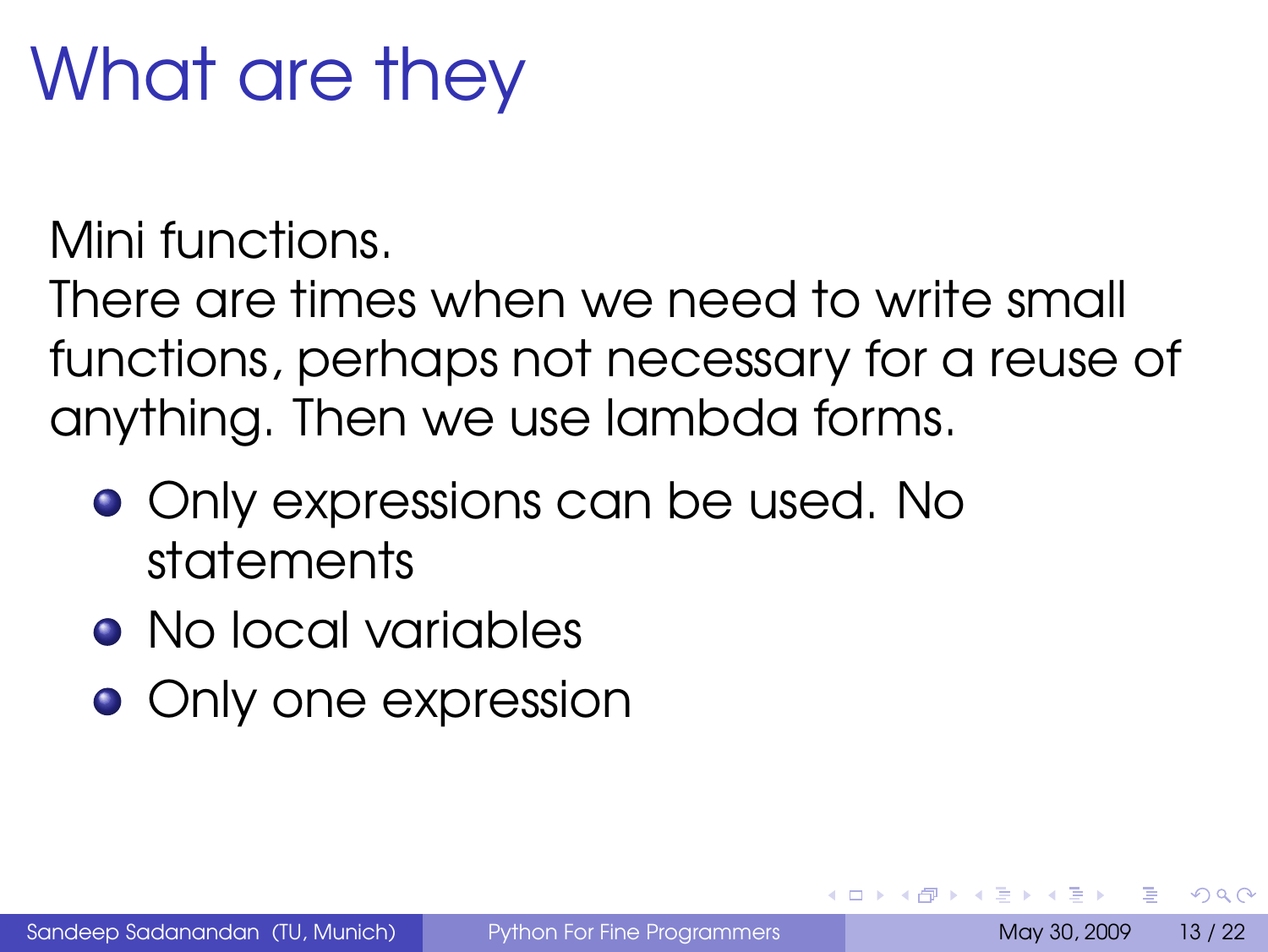# What are they

Mini functions.
There are times when we need to write small functions, perhaps not necessary for a reuse of anything. Then we use lambda forms.

- Only expressions can be used. No statements
- No local variables
- Only one expression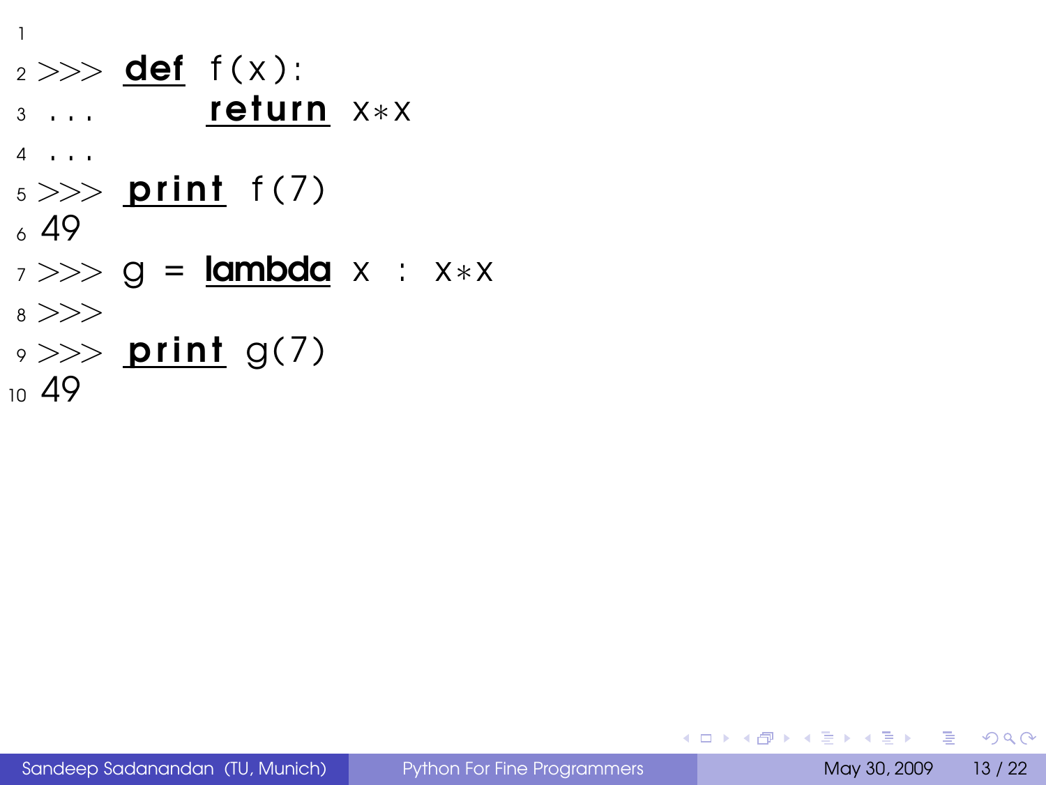```python

>>> def f(x):
...     return x*x
...
>>> print f(7)
49
>>> g = lambda x : x*x
>>>
>>> print g(7)
49
```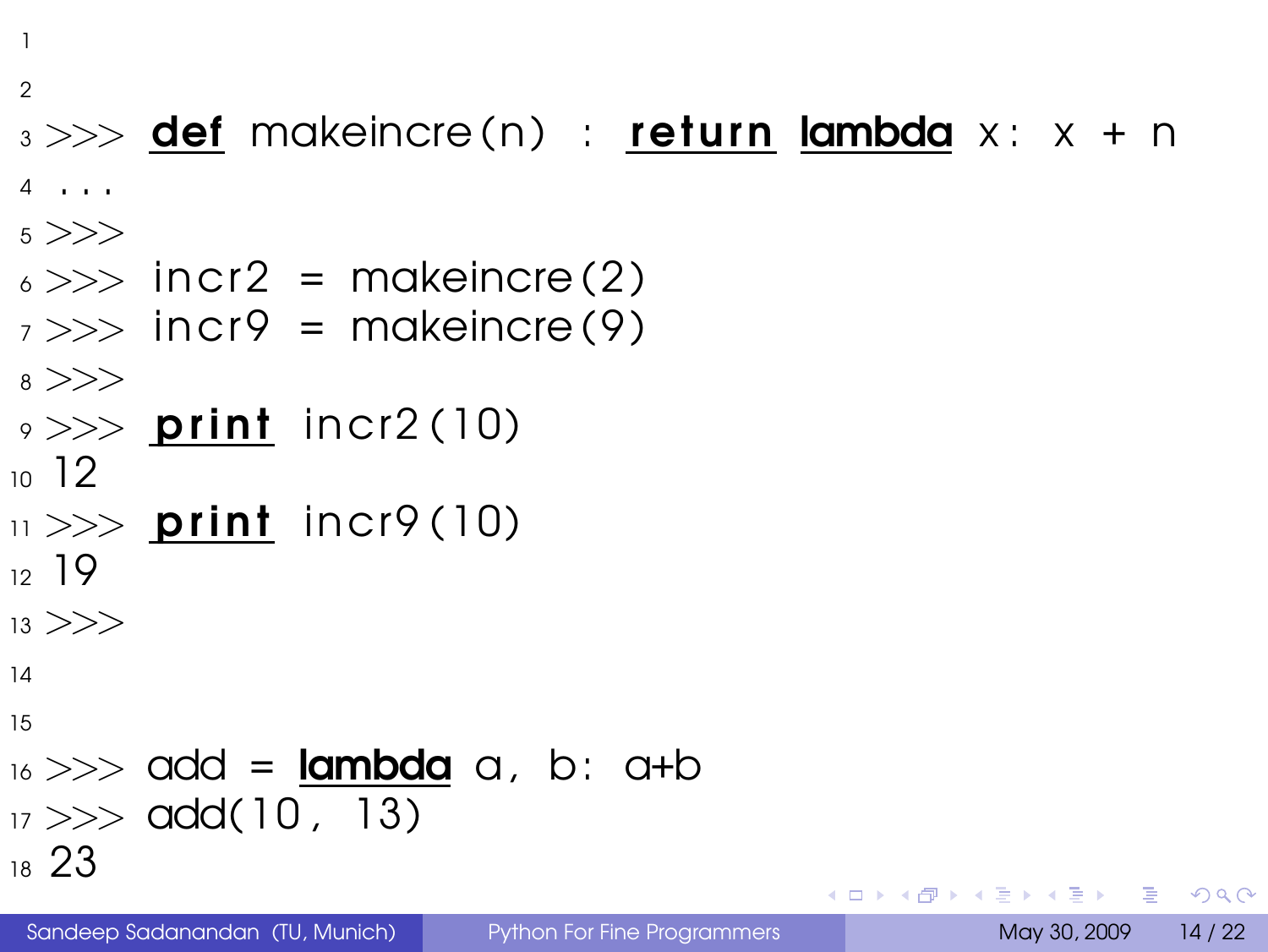```python


>>> def makeincre(n) : return lambda x: x + n
...
>>>
>>> incr2 = makeincre(2)
>>> incr9 = makeincre(9)
>>>
>>> print incr2(10)
12
>>> print incr9(10)
19
>>>


>>> add = lambda a, b: a+b
>>> add(10, 13)
23
```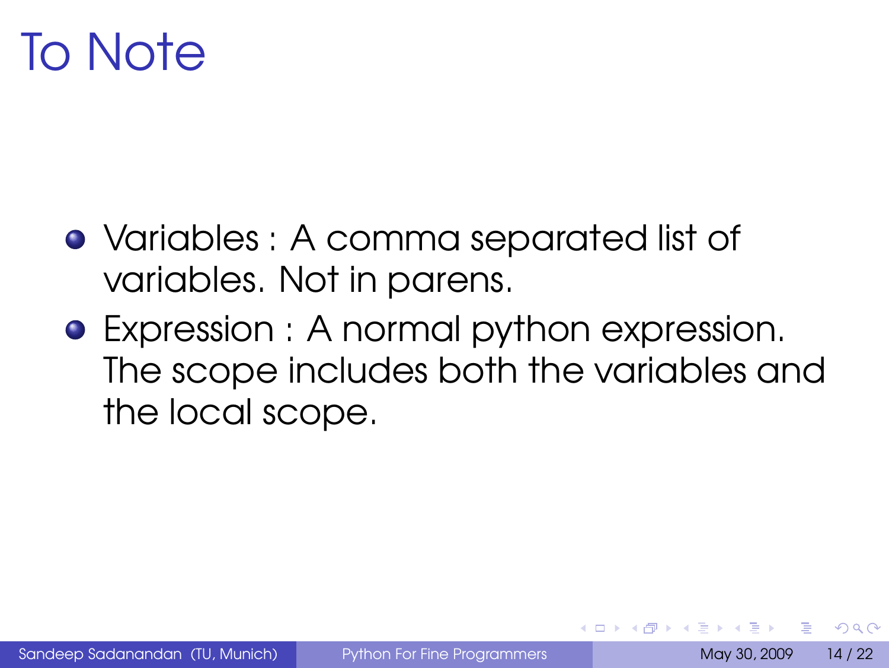# To Note

- Variables : A comma separated list of variables. Not in parens.
- Expression : A normal python expression. The scope includes both the variables and the local scope.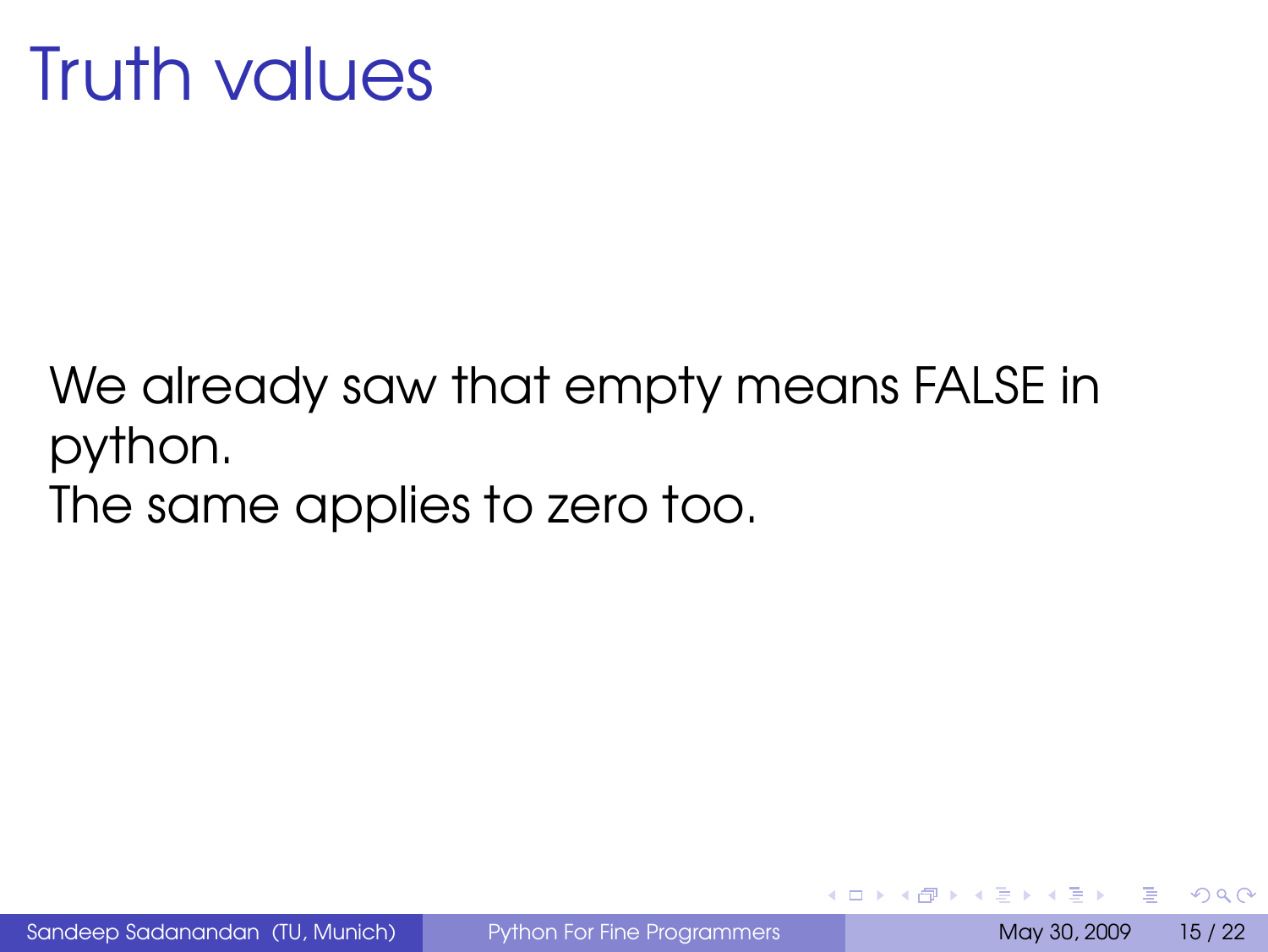# Truth values

We already saw that empty means FALSE in python.
The same applies to zero too.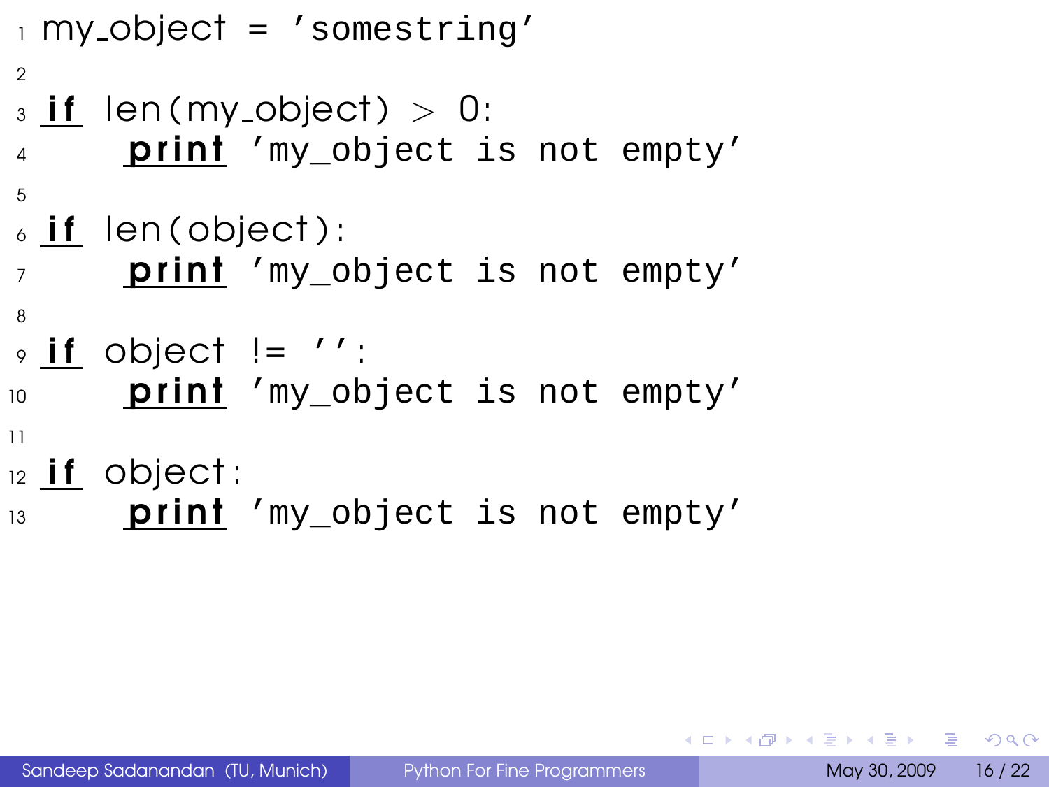```python
my_object = 'somestring'

if len(my_object) > 0:
    print 'my_object is not empty'

if len(object):
    print 'my_object is not empty'

if object != '':
    print 'my_object is not empty'

if object:
    print 'my_object is not empty'
```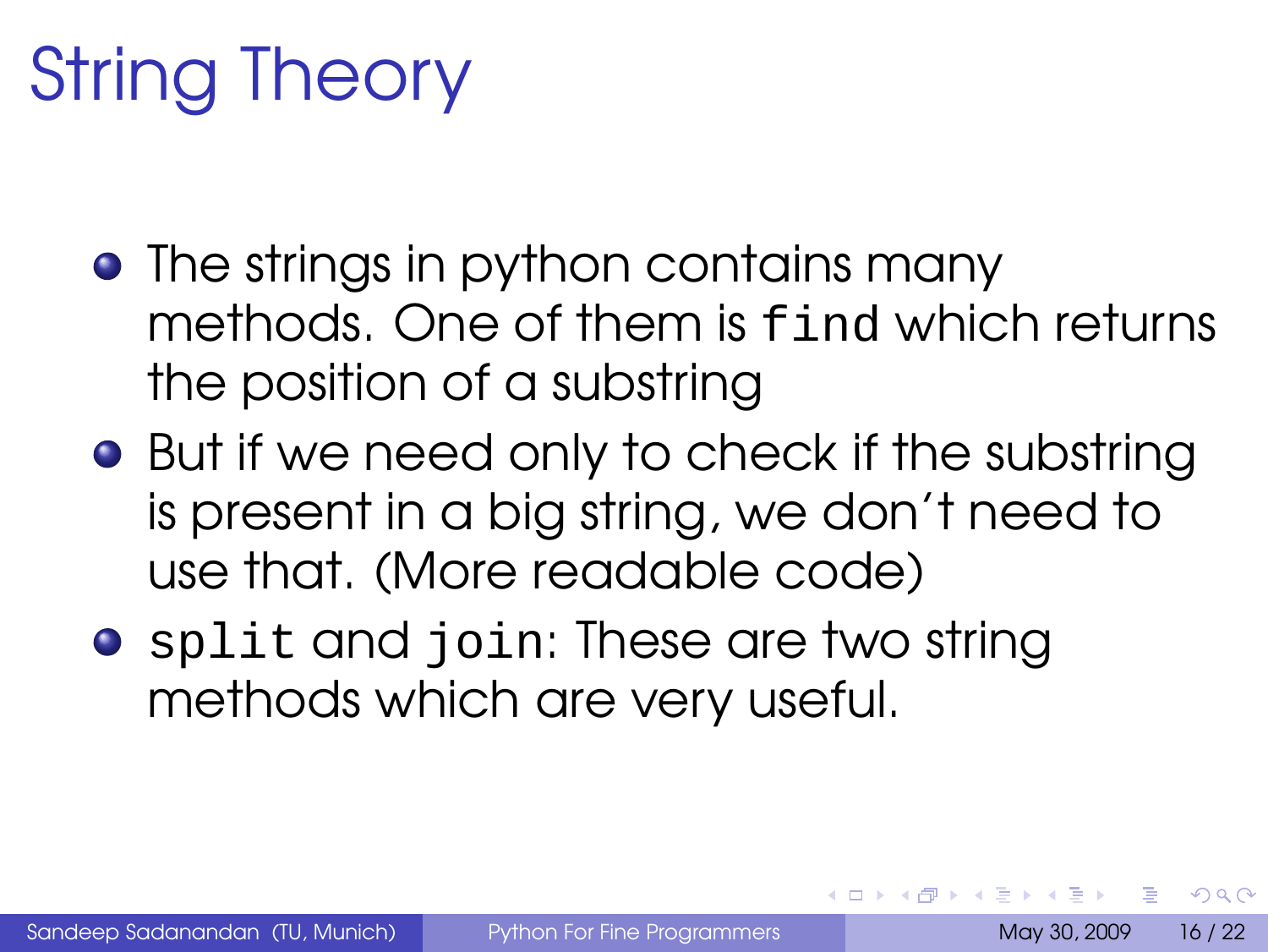# String Theory

- The strings in python contains many methods. One of them is `find` which returns the position of a substring
- But if we need only to check if the substring is present in a big string, we don't need to use that. (More readable code)
- `split` and `join`: These are two string methods which are very useful.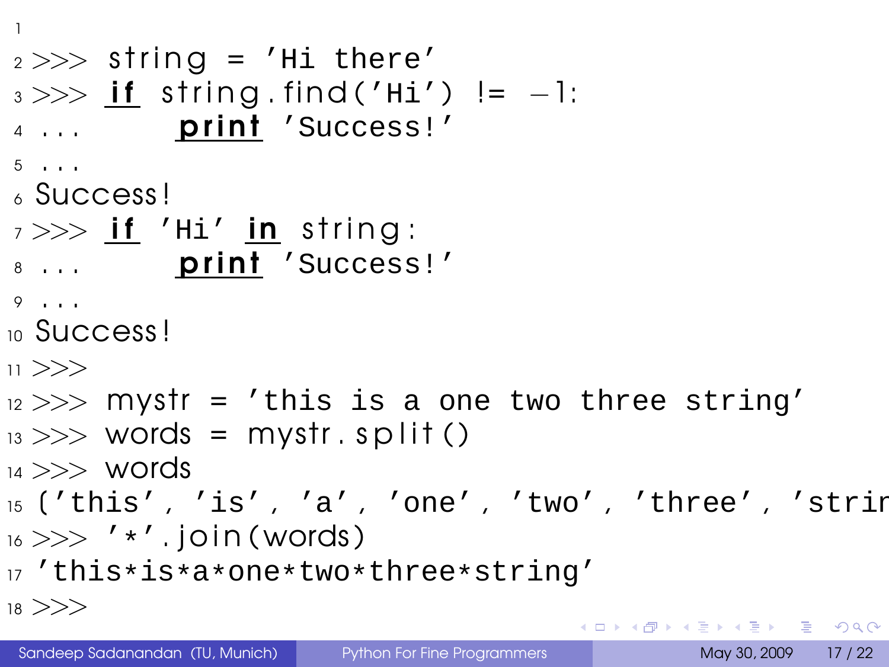```python

>>> string = 'Hi there'
>>> if string.find('Hi') != -1:
...     print 'Success!'
...
Success!
>>> if 'Hi' in string:
...     print 'Success!'
...
Success!
>>>
>>> mystr = 'this is a one two three string'
>>> words = mystr.split()
>>> words
('this', 'is', 'a', 'one', 'two', 'three', 'strin
>>> '*'.join(words)
'this*is*a*one*two*three*string'
>>>
```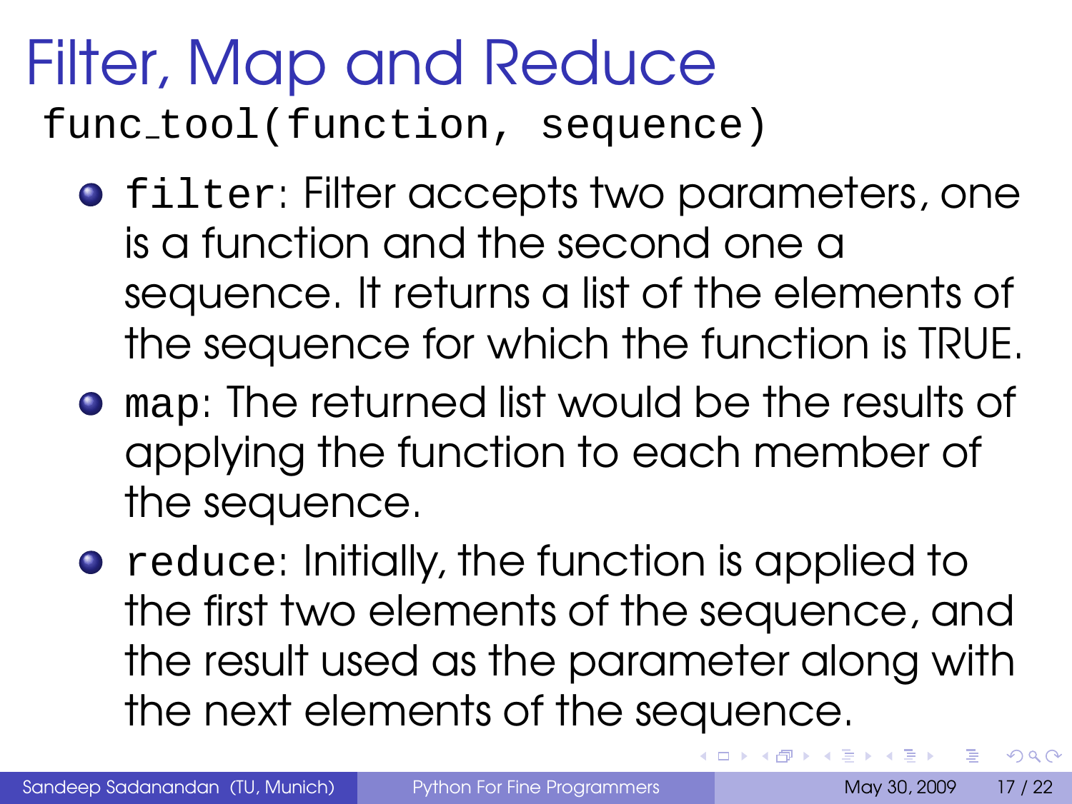# Filter, Map and Reduce

```
func_tool(function, sequence)
```

- `filter`: Filter accepts two parameters, one is a function and the second one a sequence. It returns a list of the elements of the sequence for which the function is TRUE.
- `map`: The returned list would be the results of applying the function to each member of the sequence.
- `reduce`: Initially, the function is applied to the first two elements of the sequence, and the result used as the parameter along with the next elements of the sequence.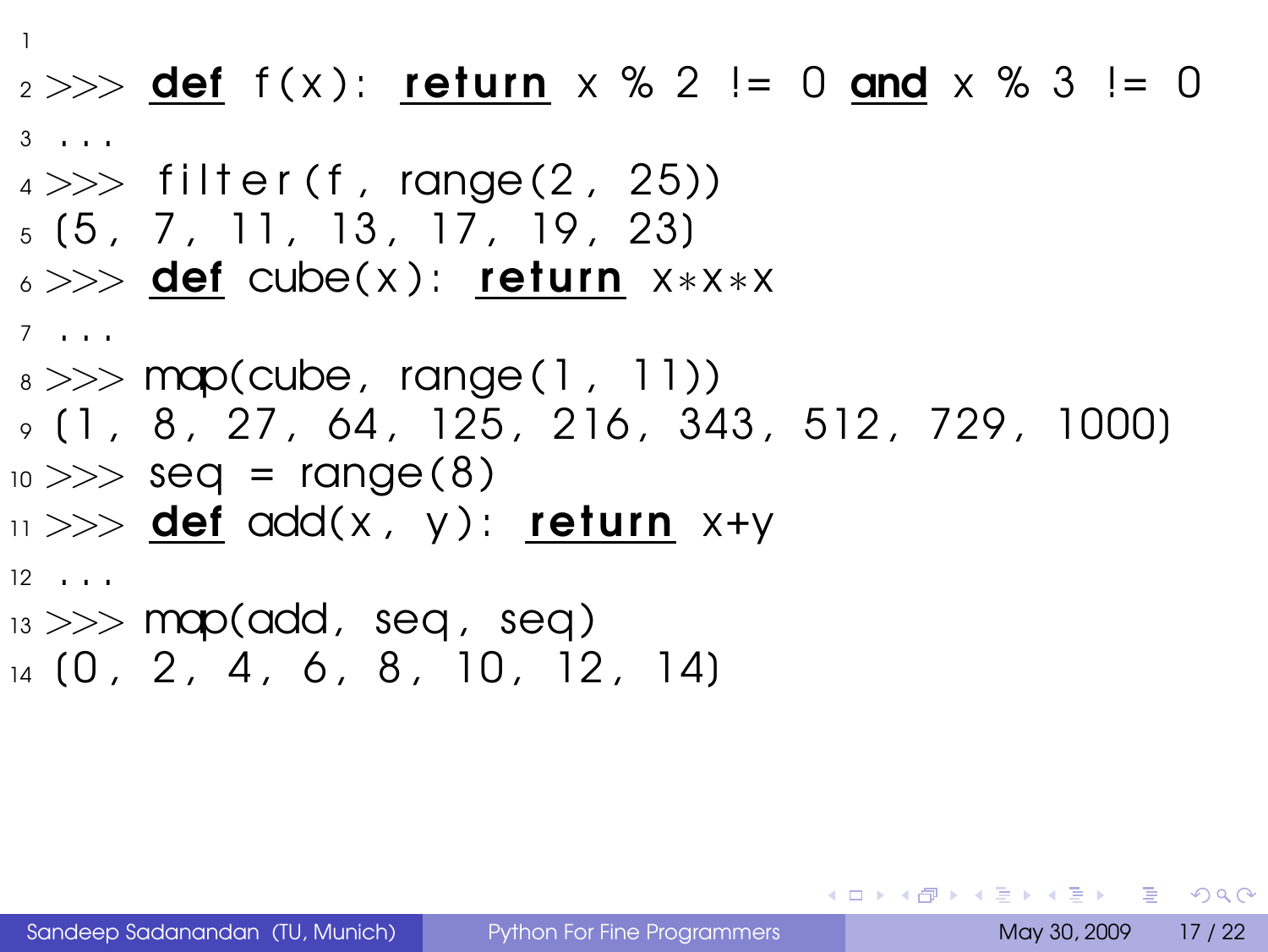```
>>> def f(x): return x % 2 != 0 and x % 3 != 0
...
>>> filter(f, range(2, 25))
[5, 7, 11, 13, 17, 19, 23]
>>> def cube(x): return x*x*x
...
>>> map(cube, range(1, 11))
[1, 8, 27, 64, 125, 216, 343, 512, 729, 1000]
>>> seq = range(8)
>>> def add(x, y): return x+y
...
>>> map(add, seq, seq)
[0, 2, 4, 6, 8, 10, 12, 14]
```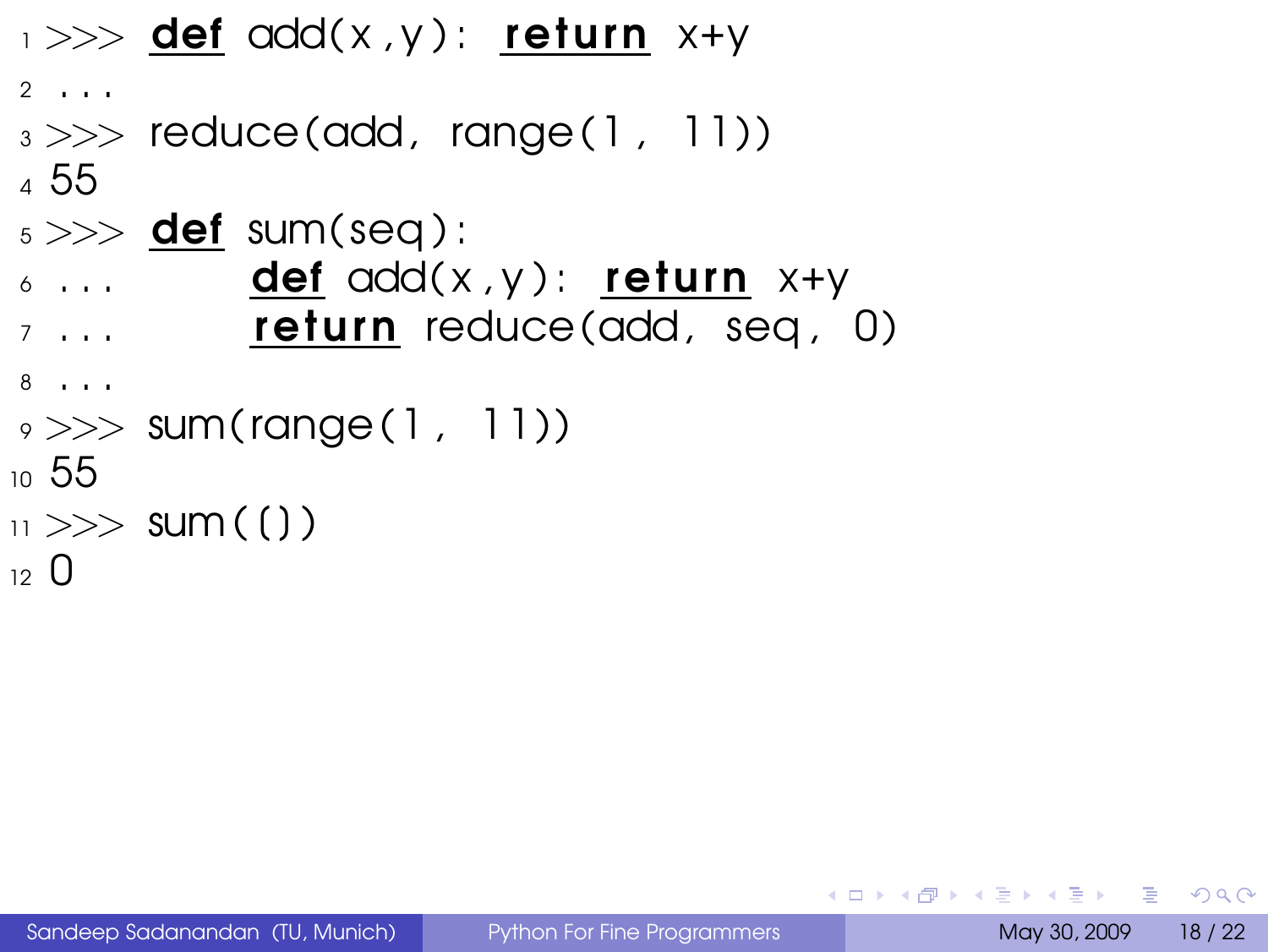```
>>> def add(x,y): return x+y
...
>>> reduce(add, range(1, 11))
55
>>> def sum(seq):
...     def add(x,y): return x+y
...     return reduce(add, seq, 0)
...
>>> sum(range(1, 11))
55
>>> sum(())
0
```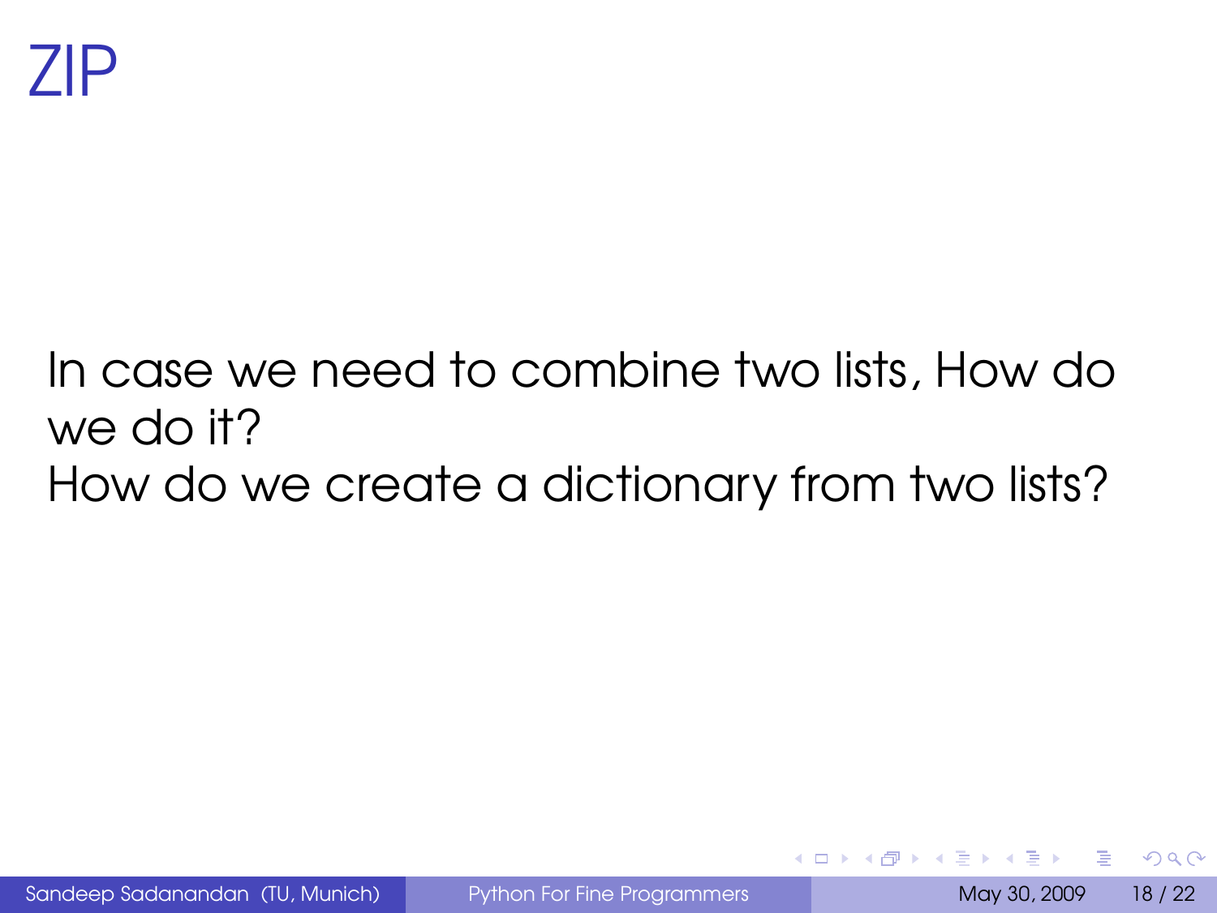# ZIP

In case we need to combine two lists, How do we do it?
How do we create a dictionary from two lists?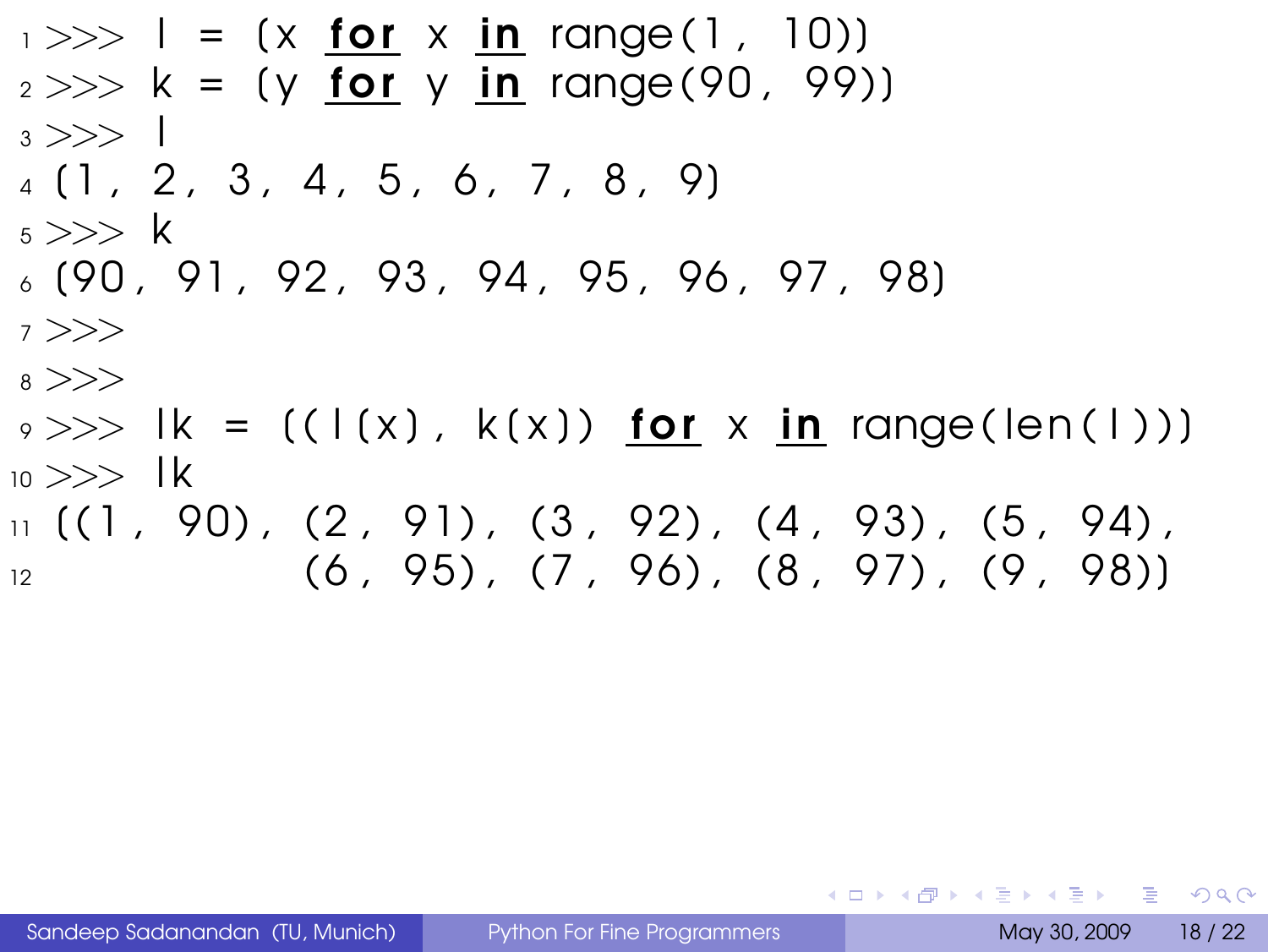```
>>> l = (x for x in range(1, 10))
>>> k = (y for y in range(90, 99))
>>> l
(1, 2, 3, 4, 5, 6, 7, 8, 9)
>>> k
(90, 91, 92, 93, 94, 95, 96, 97, 98)
>>>
>>>
>>> lk = ((l(x), k(x)) for x in range(len(l)))
>>> lk
((1, 90), (2, 91), (3, 92), (4, 93), (5, 94),
        (6, 95), (7, 96), (8, 97), (9, 98))
```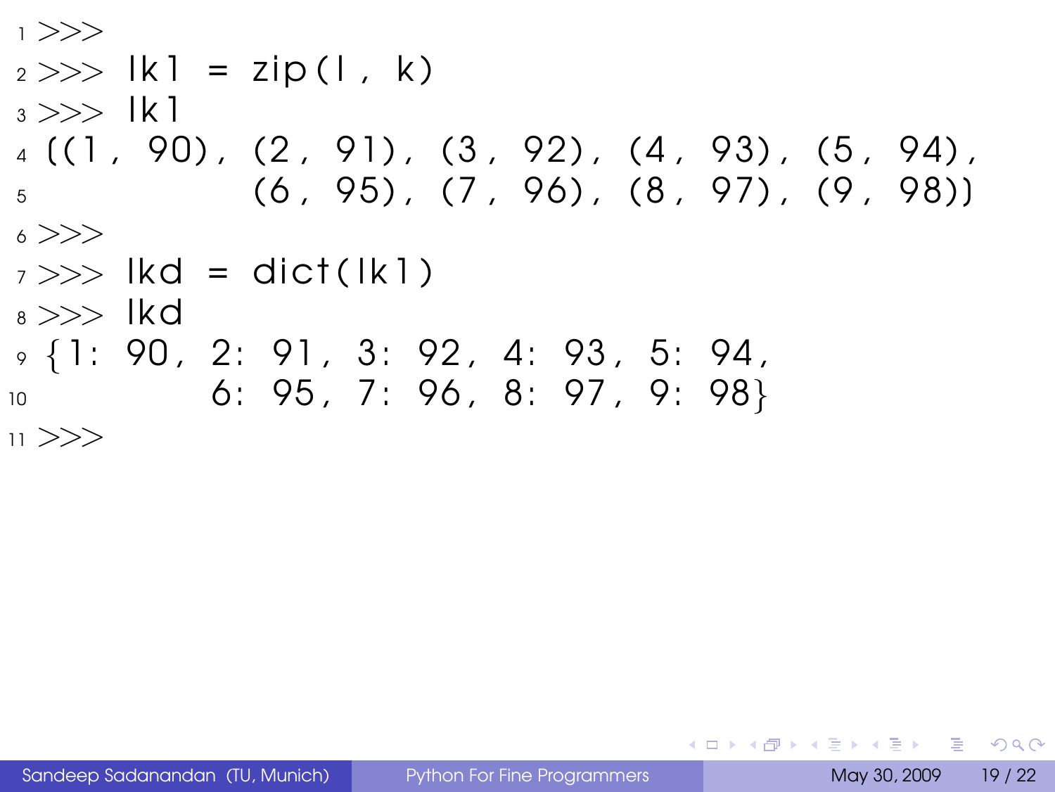```
>>>
>>> lk1 = zip(l, k)
>>> lk1
((1, 90), (2, 91), (3, 92), (4, 93), (5, 94),
          (6, 95), (7, 96), (8, 97), (9, 98))
>>>
>>> lkd = dict(lk1)
>>> lkd
{1: 90, 2: 91, 3: 92, 4: 93, 5: 94,
        6: 95, 7: 96, 8: 97, 9: 98}
>>>
```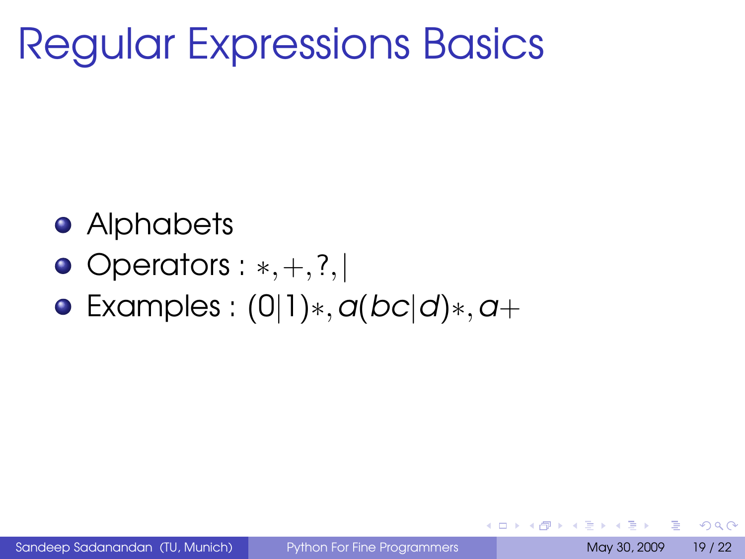# Regular Expressions Basics

- Alphabets
- Operators : $*, +, ?, |$
- Examples : $(0|1)*, a(bc|d)*, a+$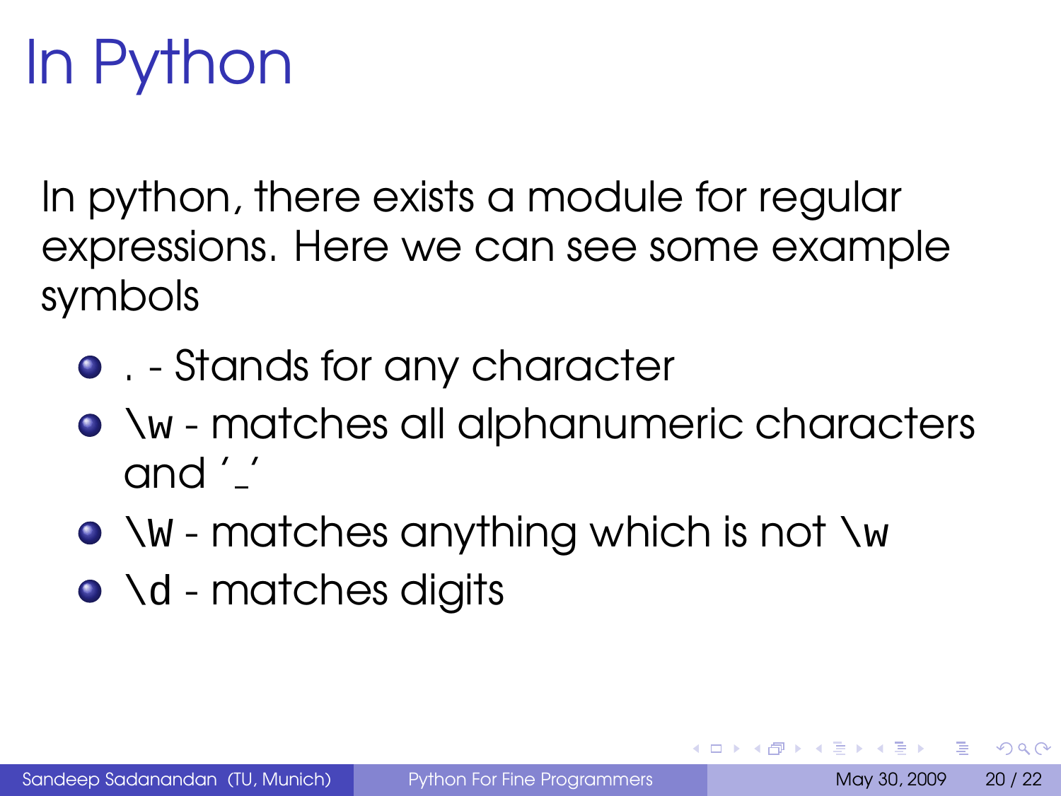# In Python

In python, there exists a module for regular expressions. Here we can see some example symbols

- . - Stands for any character
- `\w` - matches all alphanumeric characters and '_'
- `\W` - matches anything which is not `\w`
- `\d` - matches digits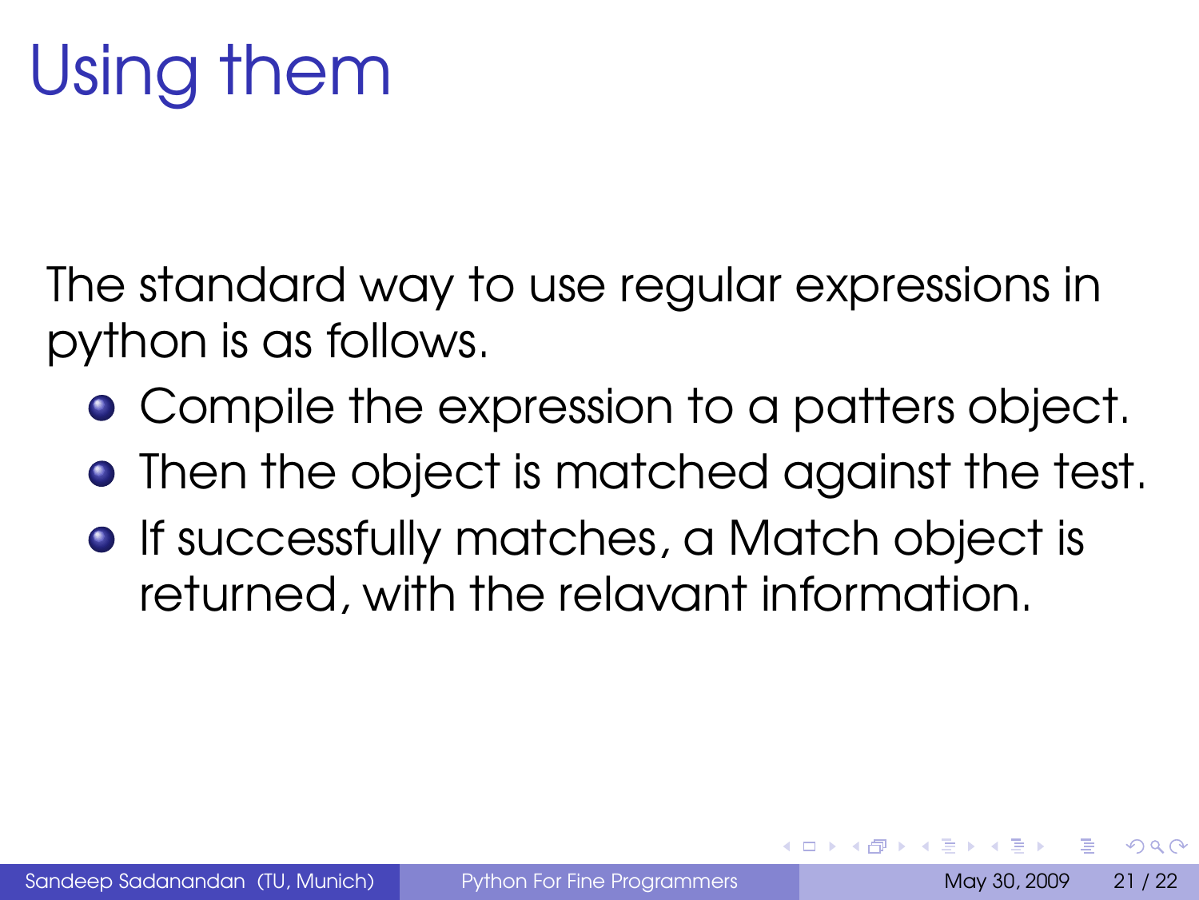# Using them

The standard way to use regular expressions in python is as follows.

- Compile the expression to a patters object.
- Then the object is matched against the test.
- If successfully matches, a Match object is returned, with the relavant information.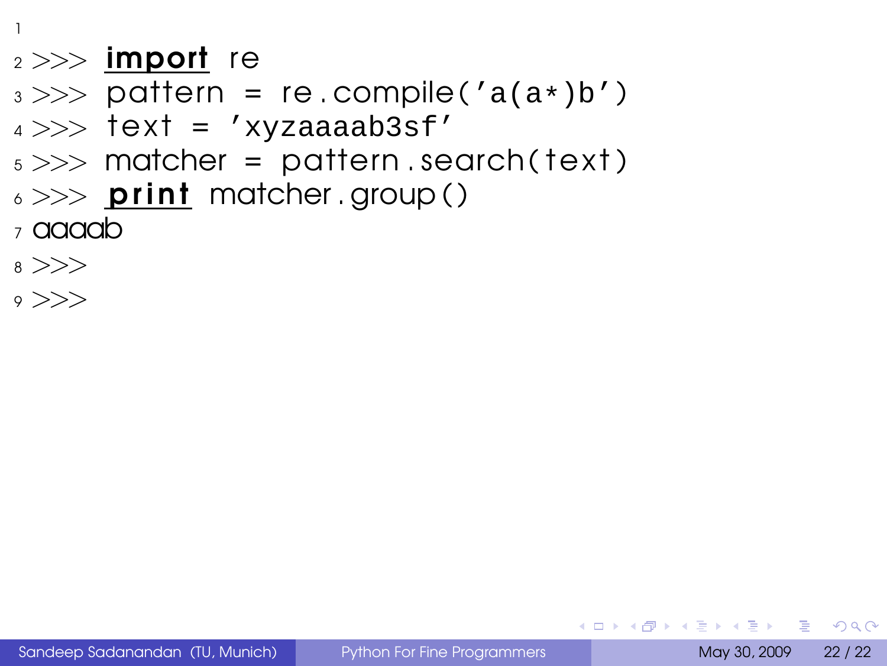```
>>> import re
>>> pattern = re.compile('a(a*)b')
>>> text = 'xyzaaaab3sf'
>>> matcher = pattern.search(text)
>>> print matcher.group()
aaaab
>>>
>>>
```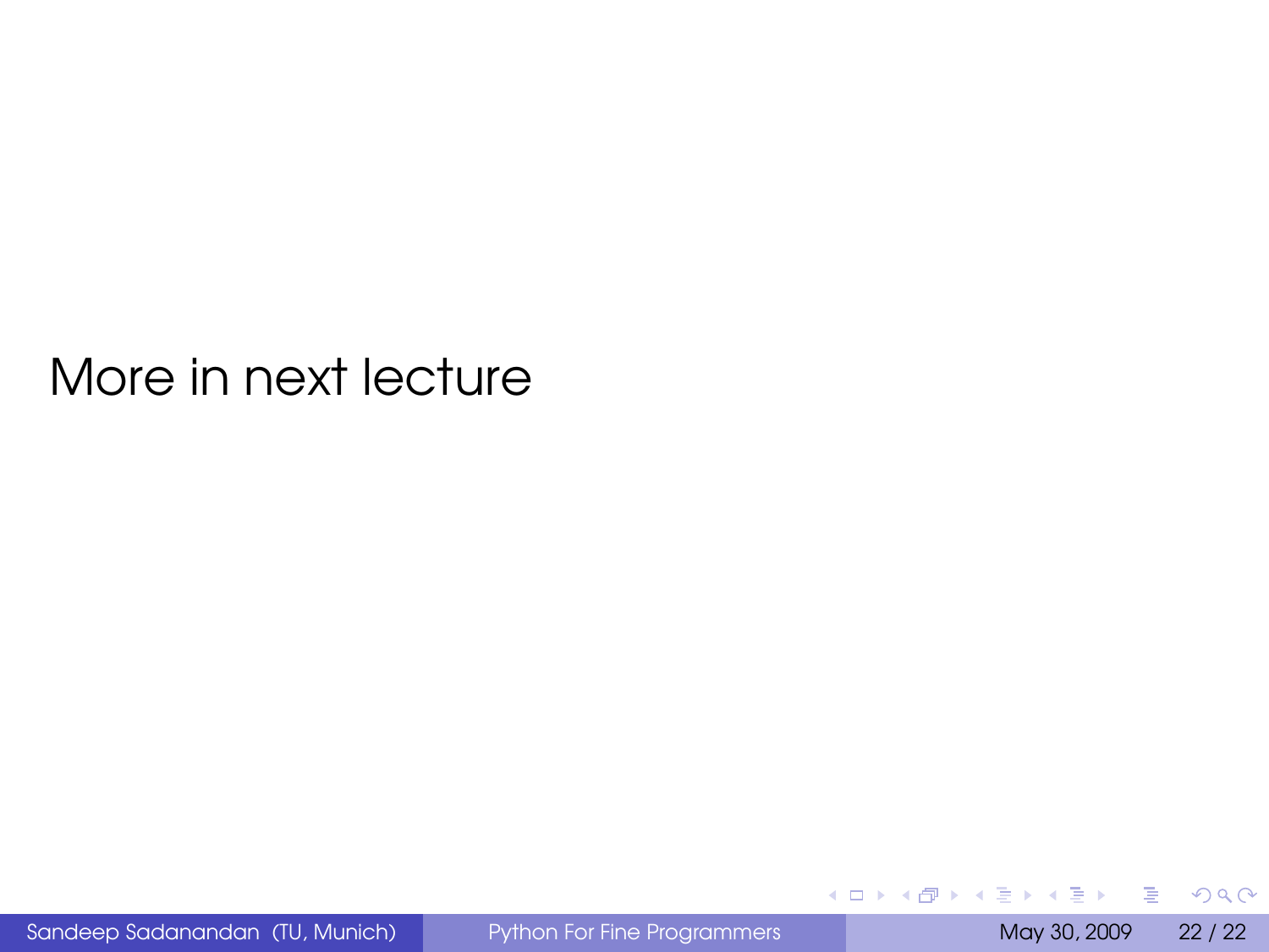More in next lecture